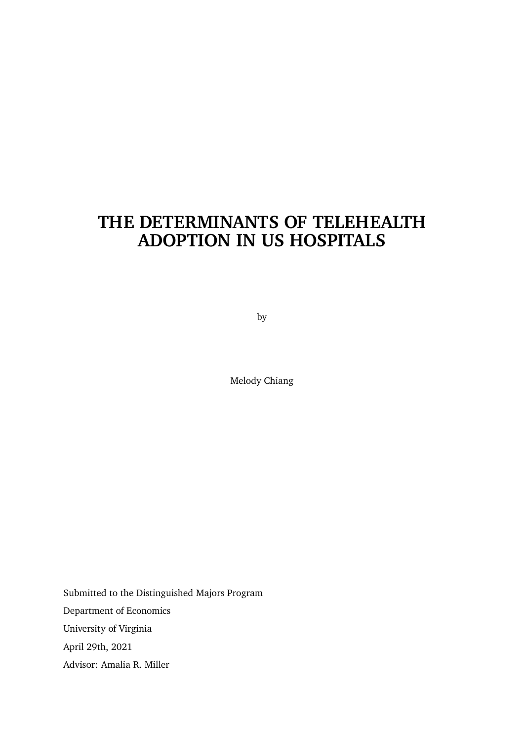# THE DETERMINANTS OF TELEHEALTH ADOPTION IN US HOSPITALS

by

Melody Chiang

Submitted to the Distinguished Majors Program

Department of Economics

University of Virginia

April 29th, 2021

Advisor: Amalia R. Miller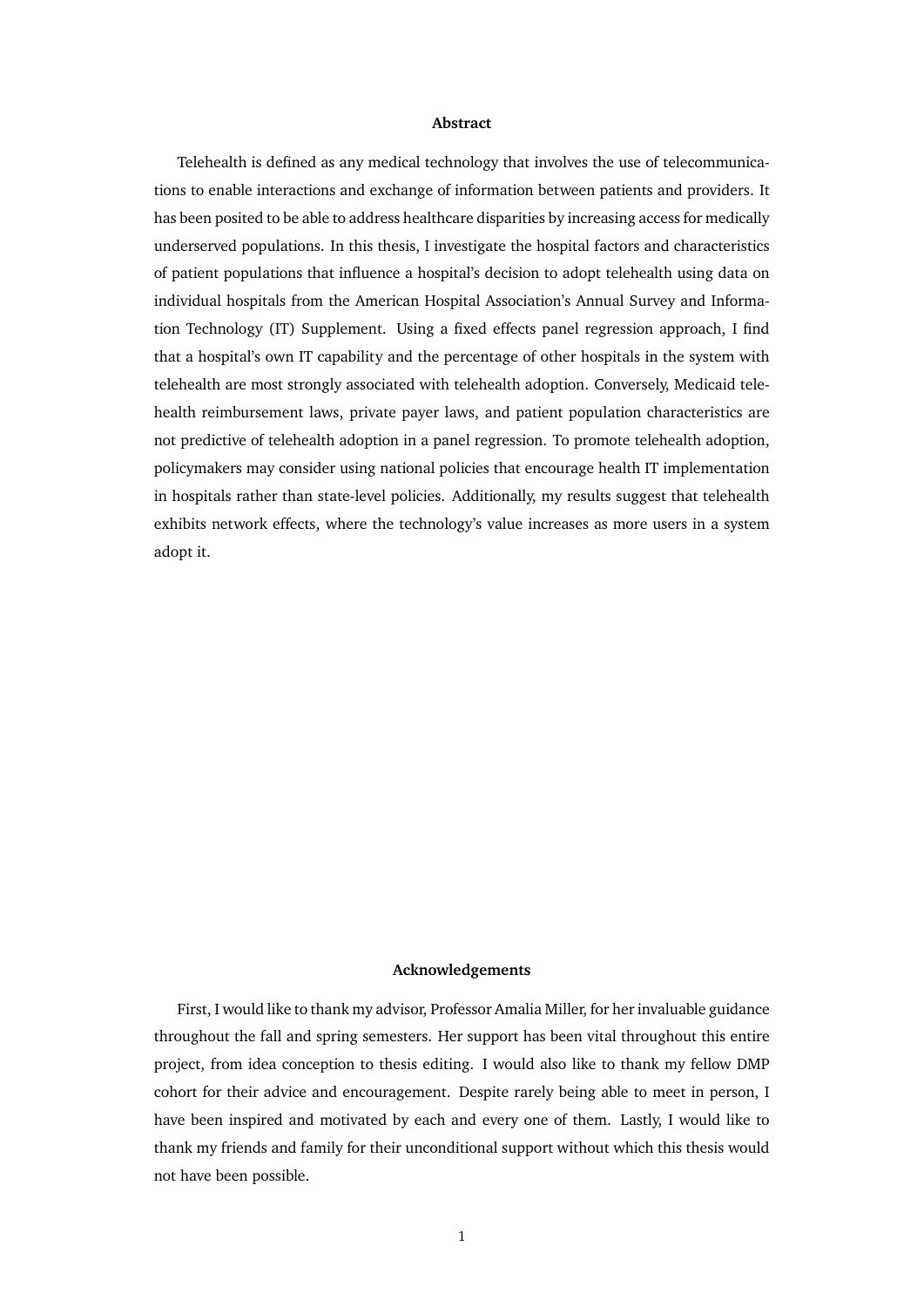## Abstract

Telehealth is defined as any medical technology that involves the use of telecommunications to enable interactions and exchange of information between patients and providers. It has been posited to be able to address healthcare disparities by increasing access for medically underserved populations. In this thesis, I investigate the hospital factors and characteristics of patient populations that influence a hospital's decision to adopt telehealth using data on individual hospitals from the American Hospital Association's Annual Survey and Information Technology (IT) Supplement. Using a fixed effects panel regression approach, I find that a hospital's own IT capability and the percentage of other hospitals in the system with telehealth are most strongly associated with telehealth adoption. Conversely, Medicaid telehealth reimbursement laws, private payer laws, and patient population characteristics are not predictive of telehealth adoption in a panel regression. To promote telehealth adoption, policymakers may consider using national policies that encourage health IT implementation in hospitals rather than state-level policies. Additionally, my results suggest that telehealth exhibits network effects, where the technology's value increases as more users in a system adopt it.

## Acknowledgements

First, I would like to thank my advisor, Professor Amalia Miller, for her invaluable guidance throughout the fall and spring semesters. Her support has been vital throughout this entire project, from idea conception to thesis editing. I would also like to thank my fellow DMP cohort for their advice and encouragement. Despite rarely being able to meet in person, I have been inspired and motivated by each and every one of them. Lastly, I would like to thank my friends and family for their unconditional support without which this thesis would not have been possible.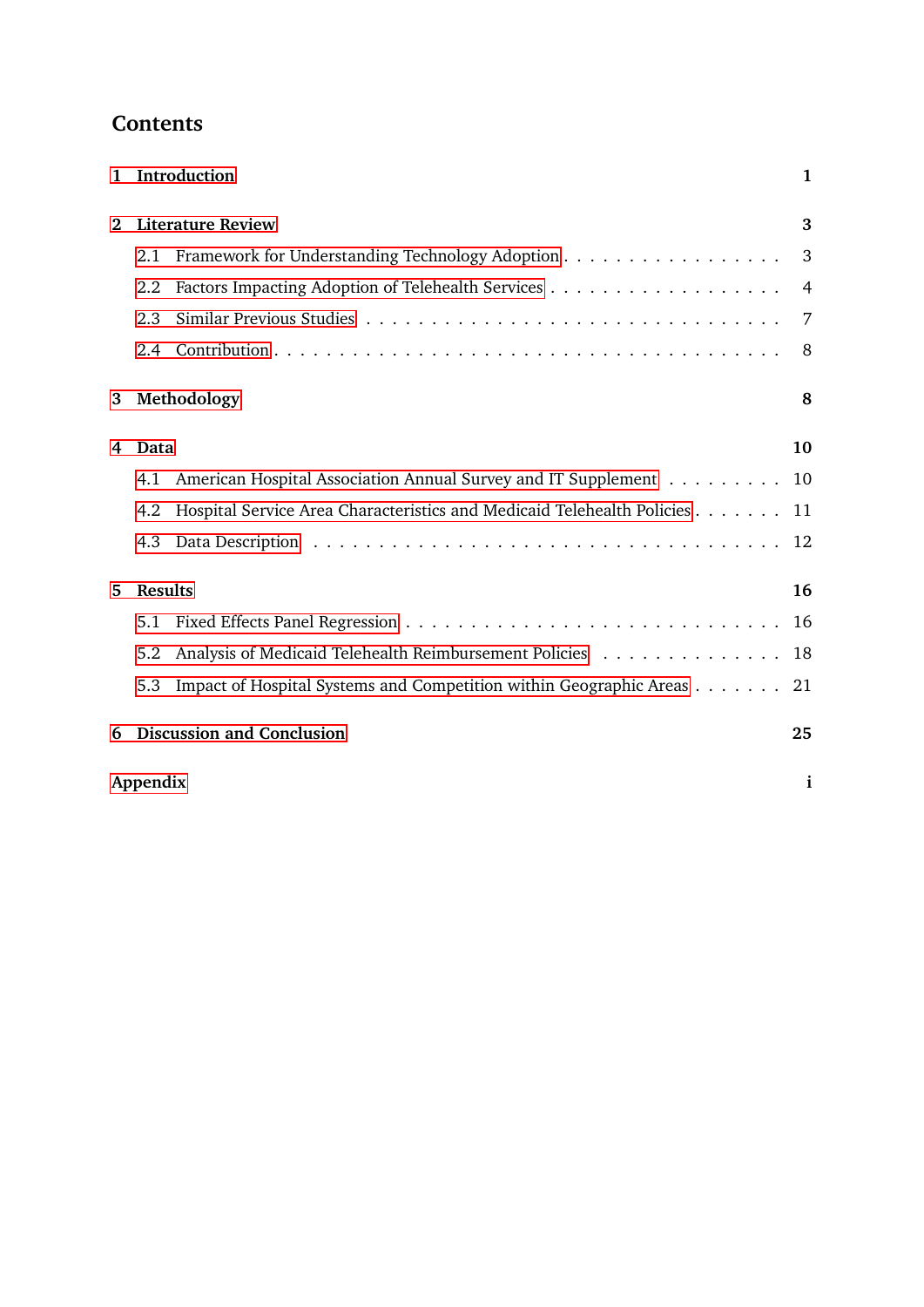## Contents

1 Introduction 1

2 Literature Review 3
- 2.1 Framework for Understanding Technology Adoption . . . . . 3
- 2.2 Factors Impacting Adoption of Telehealth Services . . . . . 4
- 2.3 Similar Previous Studies . . . . . 7
- 2.4 Contribution . . . . . 8

3 Methodology 8

4 Data 10
- 4.1 American Hospital Association Annual Survey and IT Supplement . . . . . 10
- 4.2 Hospital Service Area Characteristics and Medicaid Telehealth Policies . . . . . 11
- 4.3 Data Description . . . . . 12

5 Results 16
- 5.1 Fixed Effects Panel Regression . . . . . 16
- 5.2 Analysis of Medicaid Telehealth Reimbursement Policies . . . . . 18
- 5.3 Impact of Hospital Systems and Competition within Geographic Areas . . . . . 21

6 Discussion and Conclusion 25

Appendix i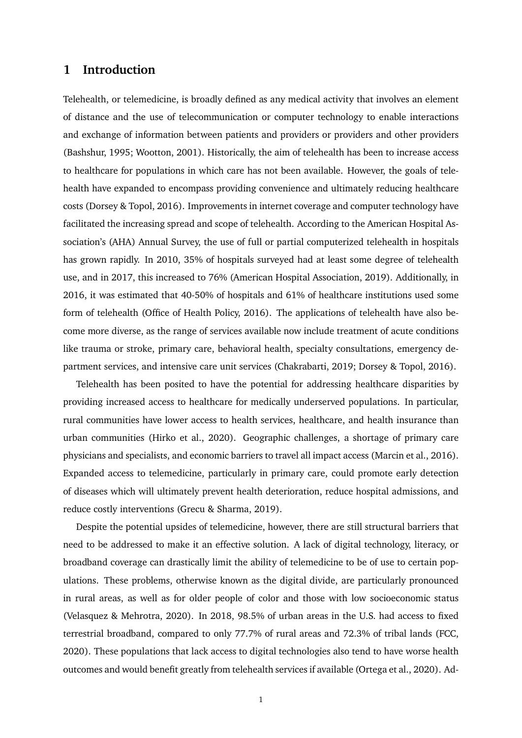# 1 Introduction

Telehealth, or telemedicine, is broadly defined as any medical activity that involves an element of distance and the use of telecommunication or computer technology to enable interactions and exchange of information between patients and providers or providers and other providers (Bashshur, 1995; Wootton, 2001). Historically, the aim of telehealth has been to increase access to healthcare for populations in which care has not been available. However, the goals of telehealth have expanded to encompass providing convenience and ultimately reducing healthcare costs (Dorsey & Topol, 2016). Improvements in internet coverage and computer technology have facilitated the increasing spread and scope of telehealth. According to the American Hospital Association's (AHA) Annual Survey, the use of full or partial computerized telehealth in hospitals has grown rapidly. In 2010, 35% of hospitals surveyed had at least some degree of telehealth use, and in 2017, this increased to 76% (American Hospital Association, 2019). Additionally, in 2016, it was estimated that 40-50% of hospitals and 61% of healthcare institutions used some form of telehealth (Office of Health Policy, 2016). The applications of telehealth have also become more diverse, as the range of services available now include treatment of acute conditions like trauma or stroke, primary care, behavioral health, specialty consultations, emergency department services, and intensive care unit services (Chakrabarti, 2019; Dorsey & Topol, 2016).

Telehealth has been posited to have the potential for addressing healthcare disparities by providing increased access to healthcare for medically underserved populations. In particular, rural communities have lower access to health services, healthcare, and health insurance than urban communities (Hirko et al., 2020). Geographic challenges, a shortage of primary care physicians and specialists, and economic barriers to travel all impact access (Marcin et al., 2016). Expanded access to telemedicine, particularly in primary care, could promote early detection of diseases which will ultimately prevent health deterioration, reduce hospital admissions, and reduce costly interventions (Grecu & Sharma, 2019).

Despite the potential upsides of telemedicine, however, there are still structural barriers that need to be addressed to make it an effective solution. A lack of digital technology, literacy, or broadband coverage can drastically limit the ability of telemedicine to be of use to certain populations. These problems, otherwise known as the digital divide, are particularly pronounced in rural areas, as well as for older people of color and those with low socioeconomic status (Velasquez & Mehrotra, 2020). In 2018, 98.5% of urban areas in the U.S. had access to fixed terrestrial broadband, compared to only 77.7% of rural areas and 72.3% of tribal lands (FCC, 2020). These populations that lack access to digital technologies also tend to have worse health outcomes and would benefit greatly from telehealth services if available (Ortega et al., 2020). Ad-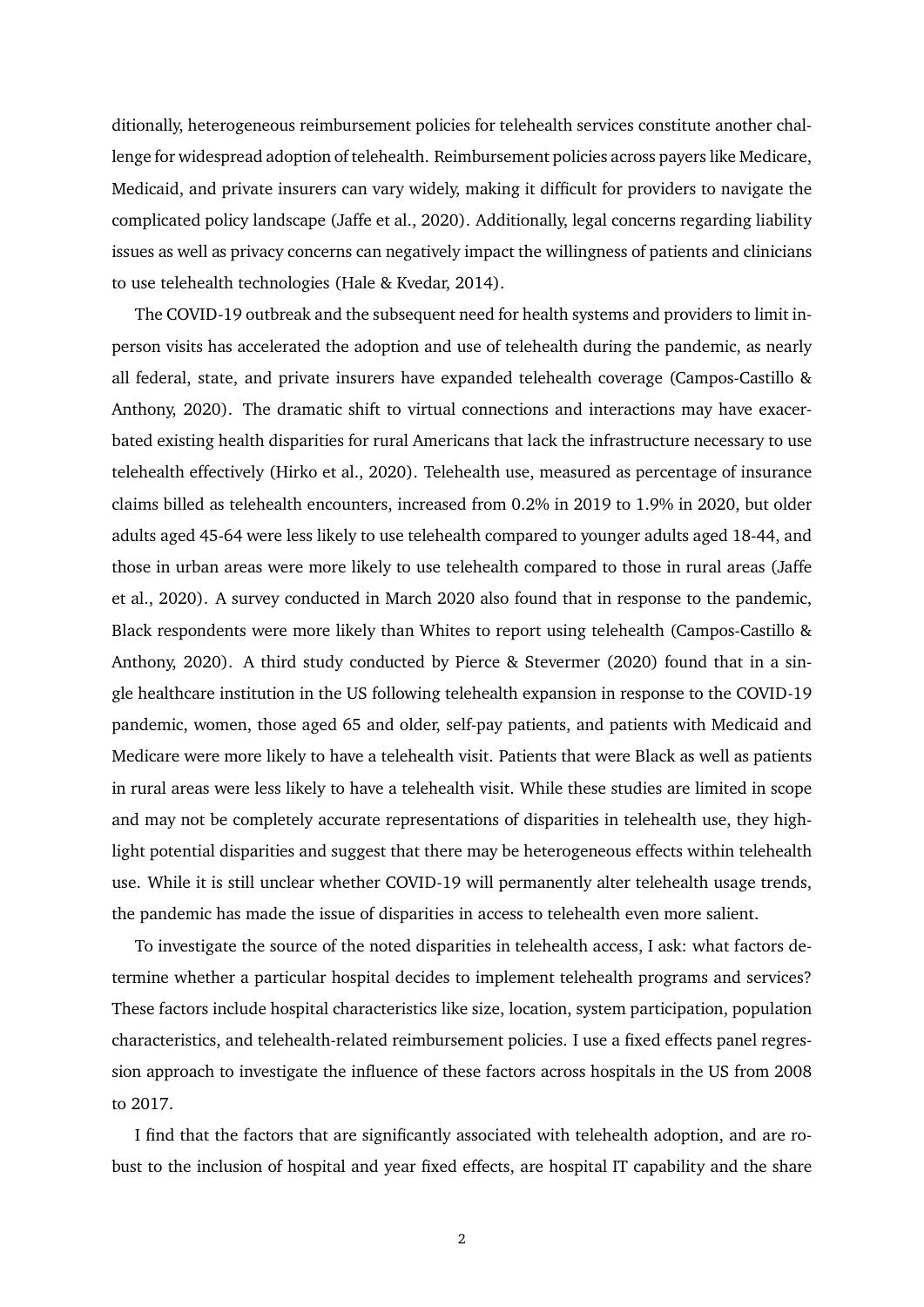ditionally, heterogeneous reimbursement policies for telehealth services constitute another challenge for widespread adoption of telehealth. Reimbursement policies across payers like Medicare, Medicaid, and private insurers can vary widely, making it difficult for providers to navigate the complicated policy landscape (Jaffe et al., 2020). Additionally, legal concerns regarding liability issues as well as privacy concerns can negatively impact the willingness of patients and clinicians to use telehealth technologies (Hale & Kvedar, 2014).

The COVID-19 outbreak and the subsequent need for health systems and providers to limit in-person visits has accelerated the adoption and use of telehealth during the pandemic, as nearly all federal, state, and private insurers have expanded telehealth coverage (Campos-Castillo & Anthony, 2020). The dramatic shift to virtual connections and interactions may have exacerbated existing health disparities for rural Americans that lack the infrastructure necessary to use telehealth effectively (Hirko et al., 2020). Telehealth use, measured as percentage of insurance claims billed as telehealth encounters, increased from 0.2% in 2019 to 1.9% in 2020, but older adults aged 45-64 were less likely to use telehealth compared to younger adults aged 18-44, and those in urban areas were more likely to use telehealth compared to those in rural areas (Jaffe et al., 2020). A survey conducted in March 2020 also found that in response to the pandemic, Black respondents were more likely than Whites to report using telehealth (Campos-Castillo & Anthony, 2020). A third study conducted by Pierce & Stevermer (2020) found that in a single healthcare institution in the US following telehealth expansion in response to the COVID-19 pandemic, women, those aged 65 and older, self-pay patients, and patients with Medicaid and Medicare were more likely to have a telehealth visit. Patients that were Black as well as patients in rural areas were less likely to have a telehealth visit. While these studies are limited in scope and may not be completely accurate representations of disparities in telehealth use, they highlight potential disparities and suggest that there may be heterogeneous effects within telehealth use. While it is still unclear whether COVID-19 will permanently alter telehealth usage trends, the pandemic has made the issue of disparities in access to telehealth even more salient.

To investigate the source of the noted disparities in telehealth access, I ask: what factors determine whether a particular hospital decides to implement telehealth programs and services? These factors include hospital characteristics like size, location, system participation, population characteristics, and telehealth-related reimbursement policies. I use a fixed effects panel regression approach to investigate the influence of these factors across hospitals in the US from 2008 to 2017.

I find that the factors that are significantly associated with telehealth adoption, and are robust to the inclusion of hospital and year fixed effects, are hospital IT capability and the share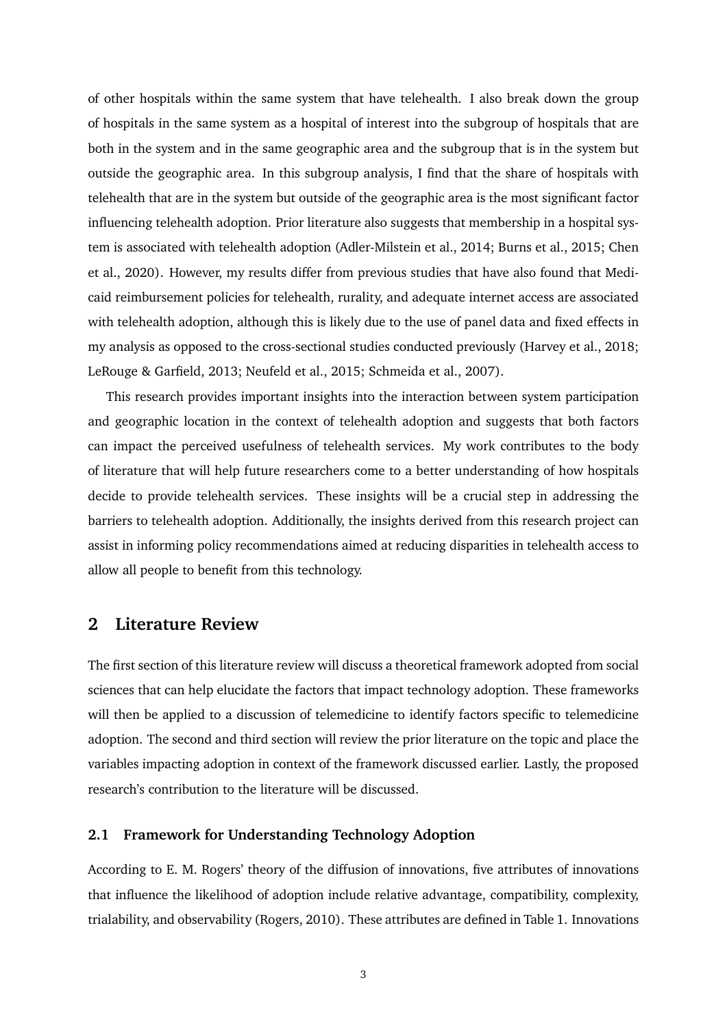of other hospitals within the same system that have telehealth. I also break down the group of hospitals in the same system as a hospital of interest into the subgroup of hospitals that are both in the system and in the same geographic area and the subgroup that is in the system but outside the geographic area. In this subgroup analysis, I find that the share of hospitals with telehealth that are in the system but outside of the geographic area is the most significant factor influencing telehealth adoption. Prior literature also suggests that membership in a hospital system is associated with telehealth adoption (Adler-Milstein et al., 2014; Burns et al., 2015; Chen et al., 2020). However, my results differ from previous studies that have also found that Medicaid reimbursement policies for telehealth, rurality, and adequate internet access are associated with telehealth adoption, although this is likely due to the use of panel data and fixed effects in my analysis as opposed to the cross-sectional studies conducted previously (Harvey et al., 2018; LeRouge & Garfield, 2013; Neufeld et al., 2015; Schmeida et al., 2007).

This research provides important insights into the interaction between system participation and geographic location in the context of telehealth adoption and suggests that both factors can impact the perceived usefulness of telehealth services. My work contributes to the body of literature that will help future researchers come to a better understanding of how hospitals decide to provide telehealth services. These insights will be a crucial step in addressing the barriers to telehealth adoption. Additionally, the insights derived from this research project can assist in informing policy recommendations aimed at reducing disparities in telehealth access to allow all people to benefit from this technology.

## 2 Literature Review

The first section of this literature review will discuss a theoretical framework adopted from social sciences that can help elucidate the factors that impact technology adoption. These frameworks will then be applied to a discussion of telemedicine to identify factors specific to telemedicine adoption. The second and third section will review the prior literature on the topic and place the variables impacting adoption in context of the framework discussed earlier. Lastly, the proposed research's contribution to the literature will be discussed.

### 2.1 Framework for Understanding Technology Adoption

According to E. M. Rogers' theory of the diffusion of innovations, five attributes of innovations that influence the likelihood of adoption include relative advantage, compatibility, complexity, trialability, and observability (Rogers, 2010). These attributes are defined in Table 1. Innovations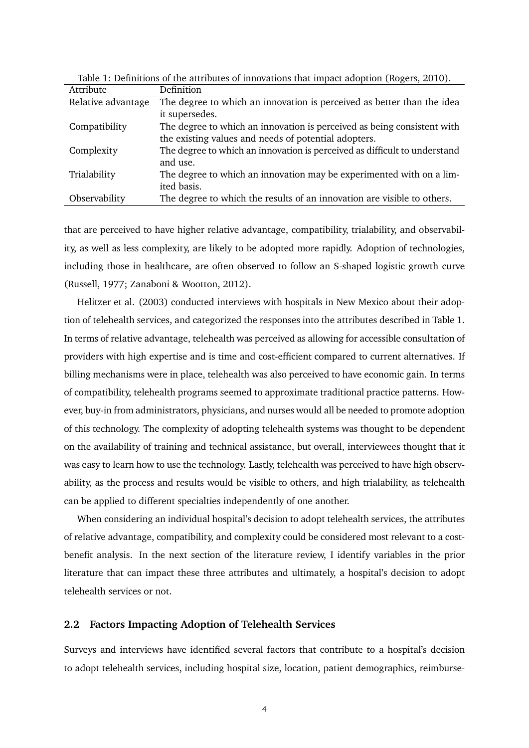Table 1: Definitions of the attributes of innovations that impact adoption (Rogers, 2010).

| Attribute | Definition |
|---|---|
| Relative advantage | The degree to which an innovation is perceived as better than the idea it supersedes. |
| Compatibility | The degree to which an innovation is perceived as being consistent with the existing values and needs of potential adopters. |
| Complexity | The degree to which an innovation is perceived as difficult to understand and use. |
| Trialability | The degree to which an innovation may be experimented with on a limited basis. |
| Observability | The degree to which the results of an innovation are visible to others. |

that are perceived to have higher relative advantage, compatibility, trialability, and observability, as well as less complexity, are likely to be adopted more rapidly. Adoption of technologies, including those in healthcare, are often observed to follow an S-shaped logistic growth curve (Russell, 1977; Zanaboni & Wootton, 2012).

Helitzer et al. (2003) conducted interviews with hospitals in New Mexico about their adoption of telehealth services, and categorized the responses into the attributes described in Table 1. In terms of relative advantage, telehealth was perceived as allowing for accessible consultation of providers with high expertise and is time and cost-efficient compared to current alternatives. If billing mechanisms were in place, telehealth was also perceived to have economic gain. In terms of compatibility, telehealth programs seemed to approximate traditional practice patterns. However, buy-in from administrators, physicians, and nurses would all be needed to promote adoption of this technology. The complexity of adopting telehealth systems was thought to be dependent on the availability of training and technical assistance, but overall, interviewees thought that it was easy to learn how to use the technology. Lastly, telehealth was perceived to have high observability, as the process and results would be visible to others, and high trialability, as telehealth can be applied to different specialties independently of one another.

When considering an individual hospital's decision to adopt telehealth services, the attributes of relative advantage, compatibility, and complexity could be considered most relevant to a cost-benefit analysis. In the next section of the literature review, I identify variables in the prior literature that can impact these three attributes and ultimately, a hospital's decision to adopt telehealth services or not.

## 2.2 Factors Impacting Adoption of Telehealth Services

Surveys and interviews have identified several factors that contribute to a hospital's decision to adopt telehealth services, including hospital size, location, patient demographics, reimburse-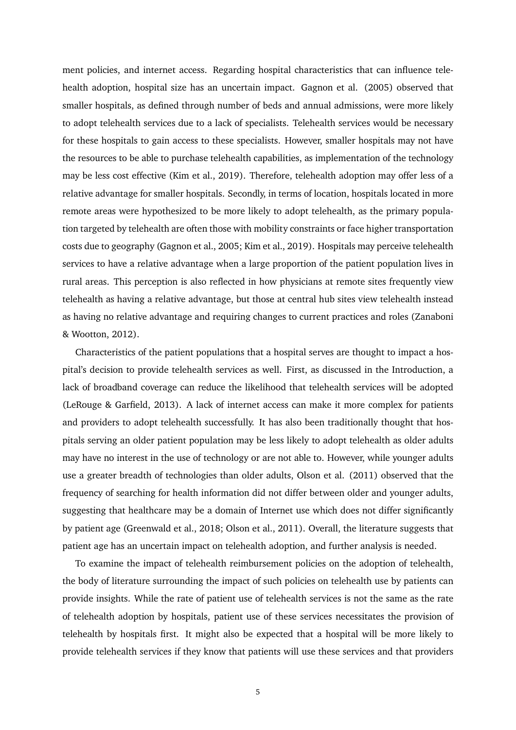ment policies, and internet access. Regarding hospital characteristics that can influence telehealth adoption, hospital size has an uncertain impact. Gagnon et al. (2005) observed that smaller hospitals, as defined through number of beds and annual admissions, were more likely to adopt telehealth services due to a lack of specialists. Telehealth services would be necessary for these hospitals to gain access to these specialists. However, smaller hospitals may not have the resources to be able to purchase telehealth capabilities, as implementation of the technology may be less cost effective (Kim et al., 2019). Therefore, telehealth adoption may offer less of a relative advantage for smaller hospitals. Secondly, in terms of location, hospitals located in more remote areas were hypothesized to be more likely to adopt telehealth, as the primary population targeted by telehealth are often those with mobility constraints or face higher transportation costs due to geography (Gagnon et al., 2005; Kim et al., 2019). Hospitals may perceive telehealth services to have a relative advantage when a large proportion of the patient population lives in rural areas. This perception is also reflected in how physicians at remote sites frequently view telehealth as having a relative advantage, but those at central hub sites view telehealth instead as having no relative advantage and requiring changes to current practices and roles (Zanaboni & Wootton, 2012).

Characteristics of the patient populations that a hospital serves are thought to impact a hospital's decision to provide telehealth services as well. First, as discussed in the Introduction, a lack of broadband coverage can reduce the likelihood that telehealth services will be adopted (LeRouge & Garfield, 2013). A lack of internet access can make it more complex for patients and providers to adopt telehealth successfully. It has also been traditionally thought that hospitals serving an older patient population may be less likely to adopt telehealth as older adults may have no interest in the use of technology or are not able to. However, while younger adults use a greater breadth of technologies than older adults, Olson et al. (2011) observed that the frequency of searching for health information did not differ between older and younger adults, suggesting that healthcare may be a domain of Internet use which does not differ significantly by patient age (Greenwald et al., 2018; Olson et al., 2011). Overall, the literature suggests that patient age has an uncertain impact on telehealth adoption, and further analysis is needed.

To examine the impact of telehealth reimbursement policies on the adoption of telehealth, the body of literature surrounding the impact of such policies on telehealth use by patients can provide insights. While the rate of patient use of telehealth services is not the same as the rate of telehealth adoption by hospitals, patient use of these services necessitates the provision of telehealth by hospitals first. It might also be expected that a hospital will be more likely to provide telehealth services if they know that patients will use these services and that providers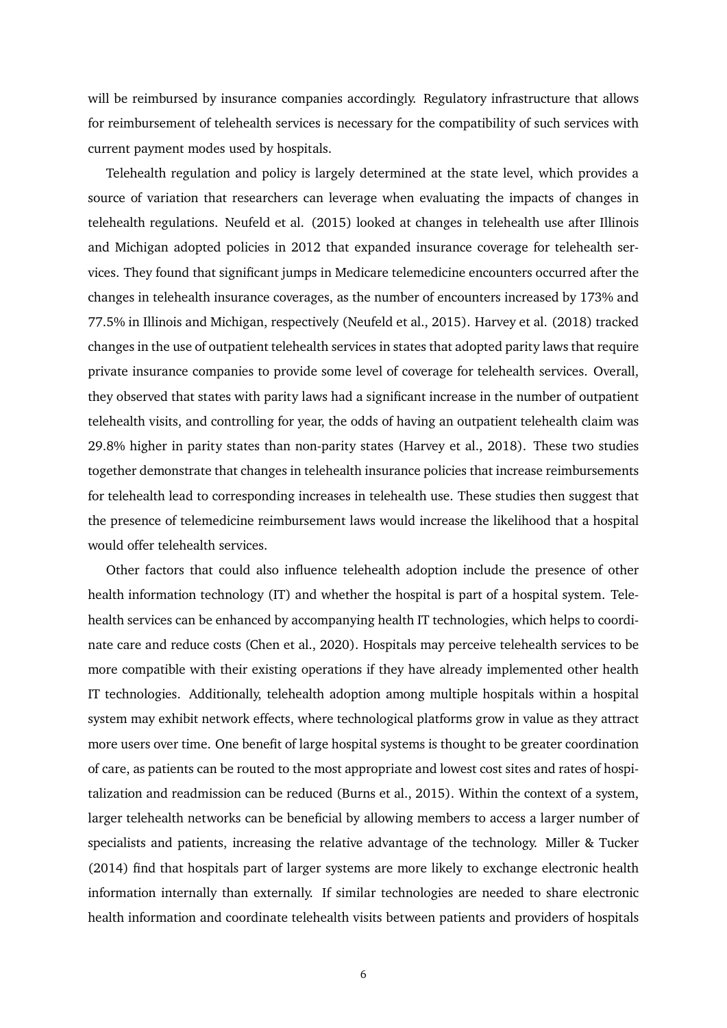will be reimbursed by insurance companies accordingly. Regulatory infrastructure that allows for reimbursement of telehealth services is necessary for the compatibility of such services with current payment modes used by hospitals.

Telehealth regulation and policy is largely determined at the state level, which provides a source of variation that researchers can leverage when evaluating the impacts of changes in telehealth regulations. Neufeld et al. (2015) looked at changes in telehealth use after Illinois and Michigan adopted policies in 2012 that expanded insurance coverage for telehealth services. They found that significant jumps in Medicare telemedicine encounters occurred after the changes in telehealth insurance coverages, as the number of encounters increased by 173% and 77.5% in Illinois and Michigan, respectively (Neufeld et al., 2015). Harvey et al. (2018) tracked changes in the use of outpatient telehealth services in states that adopted parity laws that require private insurance companies to provide some level of coverage for telehealth services. Overall, they observed that states with parity laws had a significant increase in the number of outpatient telehealth visits, and controlling for year, the odds of having an outpatient telehealth claim was 29.8% higher in parity states than non-parity states (Harvey et al., 2018). These two studies together demonstrate that changes in telehealth insurance policies that increase reimbursements for telehealth lead to corresponding increases in telehealth use. These studies then suggest that the presence of telemedicine reimbursement laws would increase the likelihood that a hospital would offer telehealth services.

Other factors that could also influence telehealth adoption include the presence of other health information technology (IT) and whether the hospital is part of a hospital system. Telehealth services can be enhanced by accompanying health IT technologies, which helps to coordinate care and reduce costs (Chen et al., 2020). Hospitals may perceive telehealth services to be more compatible with their existing operations if they have already implemented other health IT technologies. Additionally, telehealth adoption among multiple hospitals within a hospital system may exhibit network effects, where technological platforms grow in value as they attract more users over time. One benefit of large hospital systems is thought to be greater coordination of care, as patients can be routed to the most appropriate and lowest cost sites and rates of hospitalization and readmission can be reduced (Burns et al., 2015). Within the context of a system, larger telehealth networks can be beneficial by allowing members to access a larger number of specialists and patients, increasing the relative advantage of the technology. Miller & Tucker (2014) find that hospitals part of larger systems are more likely to exchange electronic health information internally than externally. If similar technologies are needed to share electronic health information and coordinate telehealth visits between patients and providers of hospitals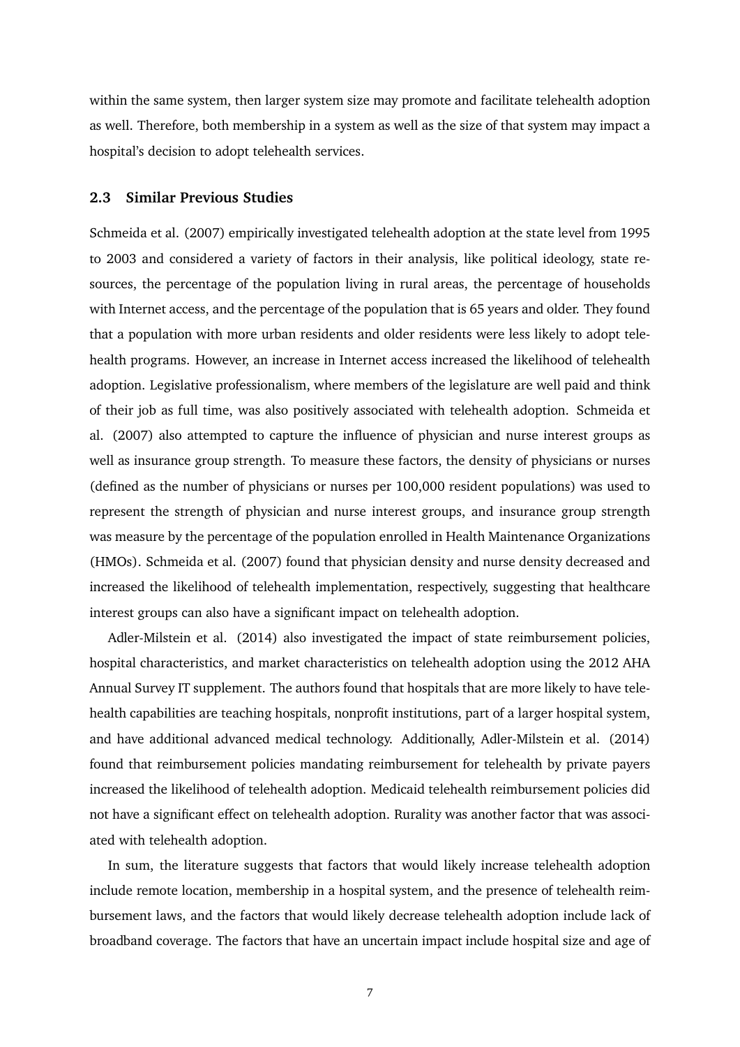within the same system, then larger system size may promote and facilitate telehealth adoption as well. Therefore, both membership in a system as well as the size of that system may impact a hospital's decision to adopt telehealth services.

### 2.3 Similar Previous Studies

Schmeida et al. (2007) empirically investigated telehealth adoption at the state level from 1995 to 2003 and considered a variety of factors in their analysis, like political ideology, state resources, the percentage of the population living in rural areas, the percentage of households with Internet access, and the percentage of the population that is 65 years and older. They found that a population with more urban residents and older residents were less likely to adopt telehealth programs. However, an increase in Internet access increased the likelihood of telehealth adoption. Legislative professionalism, where members of the legislature are well paid and think of their job as full time, was also positively associated with telehealth adoption. Schmeida et al. (2007) also attempted to capture the influence of physician and nurse interest groups as well as insurance group strength. To measure these factors, the density of physicians or nurses (defined as the number of physicians or nurses per 100,000 resident populations) was used to represent the strength of physician and nurse interest groups, and insurance group strength was measure by the percentage of the population enrolled in Health Maintenance Organizations (HMOs). Schmeida et al. (2007) found that physician density and nurse density decreased and increased the likelihood of telehealth implementation, respectively, suggesting that healthcare interest groups can also have a significant impact on telehealth adoption.

Adler-Milstein et al. (2014) also investigated the impact of state reimbursement policies, hospital characteristics, and market characteristics on telehealth adoption using the 2012 AHA Annual Survey IT supplement. The authors found that hospitals that are more likely to have telehealth capabilities are teaching hospitals, nonprofit institutions, part of a larger hospital system, and have additional advanced medical technology. Additionally, Adler-Milstein et al. (2014) found that reimbursement policies mandating reimbursement for telehealth by private payers increased the likelihood of telehealth adoption. Medicaid telehealth reimbursement policies did not have a significant effect on telehealth adoption. Rurality was another factor that was associated with telehealth adoption.

In sum, the literature suggests that factors that would likely increase telehealth adoption include remote location, membership in a hospital system, and the presence of telehealth reimbursement laws, and the factors that would likely decrease telehealth adoption include lack of broadband coverage. The factors that have an uncertain impact include hospital size and age of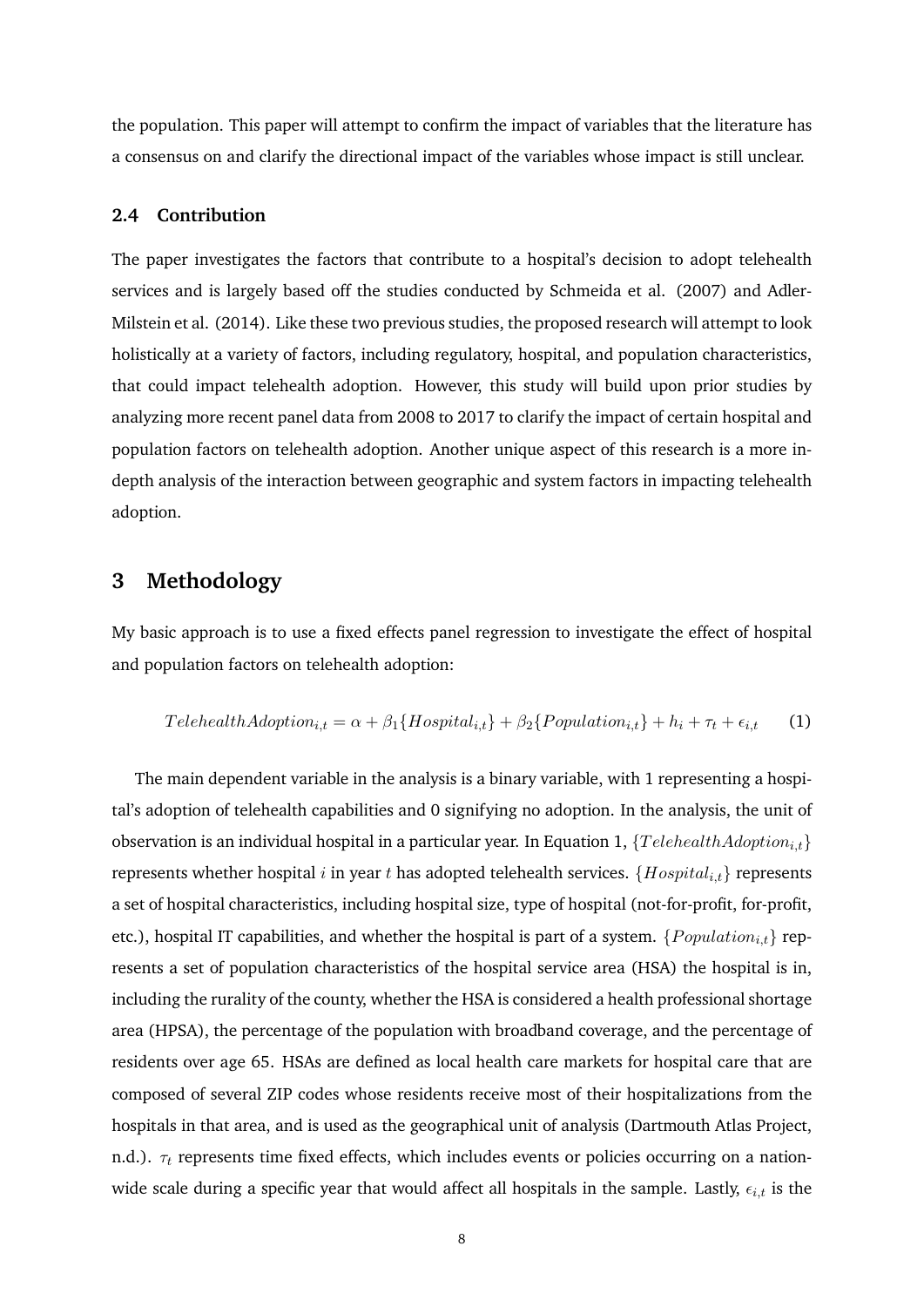the population. This paper will attempt to confirm the impact of variables that the literature has a consensus on and clarify the directional impact of the variables whose impact is still unclear.

### 2.4 Contribution

The paper investigates the factors that contribute to a hospital's decision to adopt telehealth services and is largely based off the studies conducted by Schmeida et al. (2007) and Adler-Milstein et al. (2014). Like these two previous studies, the proposed research will attempt to look holistically at a variety of factors, including regulatory, hospital, and population characteristics, that could impact telehealth adoption. However, this study will build upon prior studies by analyzing more recent panel data from 2008 to 2017 to clarify the impact of certain hospital and population factors on telehealth adoption. Another unique aspect of this research is a more in-depth analysis of the interaction between geographic and system factors in impacting telehealth adoption.

## 3 Methodology

My basic approach is to use a fixed effects panel regression to investigate the effect of hospital and population factors on telehealth adoption:

$$TelehealthAdoption_{i,t} = \alpha + \beta_1\{Hospital_{i,t}\} + \beta_2\{Population_{i,t}\} + h_i + \tau_t + \epsilon_{i,t} \qquad (1)$$

The main dependent variable in the analysis is a binary variable, with 1 representing a hospital's adoption of telehealth capabilities and 0 signifying no adoption. In the analysis, the unit of observation is an individual hospital in a particular year. In Equation 1, $\{TelehealthAdoption_{i,t}\}$ represents whether hospital $i$ in year $t$ has adopted telehealth services. $\{Hospital_{i,t}\}$ represents a set of hospital characteristics, including hospital size, type of hospital (not-for-profit, for-profit, etc.), hospital IT capabilities, and whether the hospital is part of a system. $\{Population_{i,t}\}$ represents a set of population characteristics of the hospital service area (HSA) the hospital is in, including the rurality of the county, whether the HSA is considered a health professional shortage area (HPSA), the percentage of the population with broadband coverage, and the percentage of residents over age 65. HSAs are defined as local health care markets for hospital care that are composed of several ZIP codes whose residents receive most of their hospitalizations from the hospitals in that area, and is used as the geographical unit of analysis (Dartmouth Atlas Project, n.d.). $\tau_t$ represents time fixed effects, which includes events or policies occurring on a nation-wide scale during a specific year that would affect all hospitals in the sample. Lastly, $\epsilon_{i,t}$ is the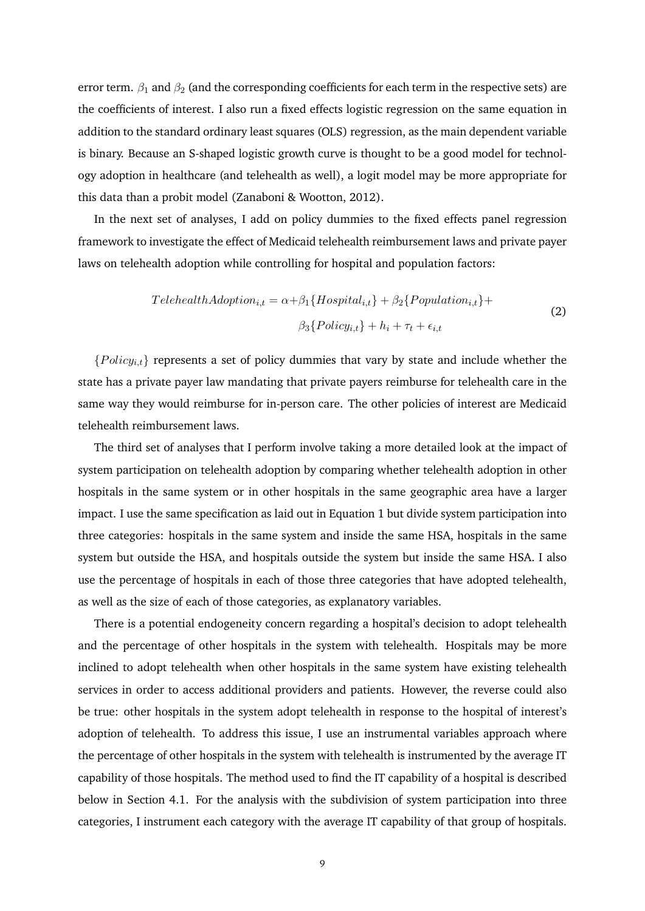error term. $\beta_1$ and $\beta_2$ (and the corresponding coefficients for each term in the respective sets) are the coefficients of interest. I also run a fixed effects logistic regression on the same equation in addition to the standard ordinary least squares (OLS) regression, as the main dependent variable is binary. Because an S-shaped logistic growth curve is thought to be a good model for technology adoption in healthcare (and telehealth as well), a logit model may be more appropriate for this data than a probit model (Zanaboni & Wootton, 2012).

In the next set of analyses, I add on policy dummies to the fixed effects panel regression framework to investigate the effect of Medicaid telehealth reimbursement laws and private payer laws on telehealth adoption while controlling for hospital and population factors:

$$
\begin{aligned}
TelehealthAdoption_{i,t} = \alpha + &\beta_1\{Hospital_{i,t}\} + \beta_2\{Population_{i,t}\} + \\
&\beta_3\{Policy_{i,t}\} + h_i + \tau_t + \epsilon_{i,t}
\end{aligned}
\tag{2}
$$

$\{Policy_{i,t}\}$ represents a set of policy dummies that vary by state and include whether the state has a private payer law mandating that private payers reimburse for telehealth care in the same way they would reimburse for in-person care. The other policies of interest are Medicaid telehealth reimbursement laws.

The third set of analyses that I perform involve taking a more detailed look at the impact of system participation on telehealth adoption by comparing whether telehealth adoption in other hospitals in the same system or in other hospitals in the same geographic area have a larger impact. I use the same specification as laid out in Equation 1 but divide system participation into three categories: hospitals in the same system and inside the same HSA, hospitals in the same system but outside the HSA, and hospitals outside the system but inside the same HSA. I also use the percentage of hospitals in each of those three categories that have adopted telehealth, as well as the size of each of those categories, as explanatory variables.

There is a potential endogeneity concern regarding a hospital's decision to adopt telehealth and the percentage of other hospitals in the system with telehealth. Hospitals may be more inclined to adopt telehealth when other hospitals in the same system have existing telehealth services in order to access additional providers and patients. However, the reverse could also be true: other hospitals in the system adopt telehealth in response to the hospital of interest's adoption of telehealth. To address this issue, I use an instrumental variables approach where the percentage of other hospitals in the system with telehealth is instrumented by the average IT capability of those hospitals. The method used to find the IT capability of a hospital is described below in Section 4.1. For the analysis with the subdivision of system participation into three categories, I instrument each category with the average IT capability of that group of hospitals.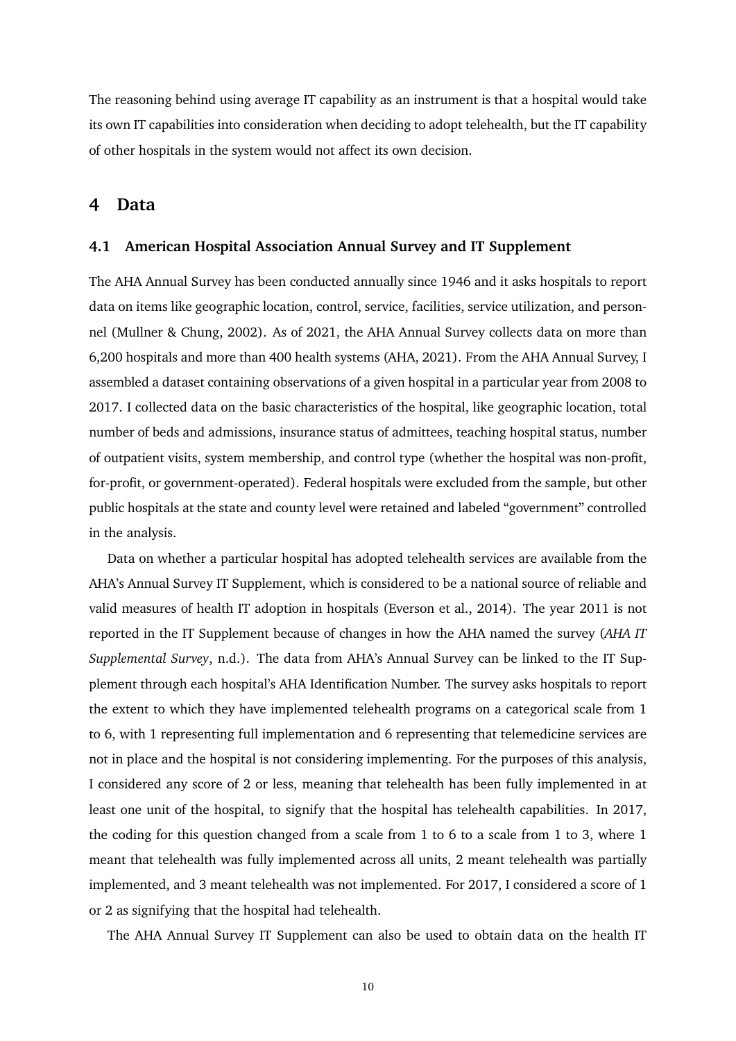The reasoning behind using average IT capability as an instrument is that a hospital would take its own IT capabilities into consideration when deciding to adopt telehealth, but the IT capability of other hospitals in the system would not affect its own decision.

## 4 Data

### 4.1 American Hospital Association Annual Survey and IT Supplement

The AHA Annual Survey has been conducted annually since 1946 and it asks hospitals to report data on items like geographic location, control, service, facilities, service utilization, and personnel (Mullner & Chung, 2002). As of 2021, the AHA Annual Survey collects data on more than 6,200 hospitals and more than 400 health systems (AHA, 2021). From the AHA Annual Survey, I assembled a dataset containing observations of a given hospital in a particular year from 2008 to 2017. I collected data on the basic characteristics of the hospital, like geographic location, total number of beds and admissions, insurance status of admittees, teaching hospital status, number of outpatient visits, system membership, and control type (whether the hospital was non-profit, for-profit, or government-operated). Federal hospitals were excluded from the sample, but other public hospitals at the state and county level were retained and labeled "government" controlled in the analysis.

Data on whether a particular hospital has adopted telehealth services are available from the AHA's Annual Survey IT Supplement, which is considered to be a national source of reliable and valid measures of health IT adoption in hospitals (Everson et al., 2014). The year 2011 is not reported in the IT Supplement because of changes in how the AHA named the survey (*AHA IT Supplemental Survey*, n.d.). The data from AHA's Annual Survey can be linked to the IT Supplement through each hospital's AHA Identification Number. The survey asks hospitals to report the extent to which they have implemented telehealth programs on a categorical scale from 1 to 6, with 1 representing full implementation and 6 representing that telemedicine services are not in place and the hospital is not considering implementing. For the purposes of this analysis, I considered any score of 2 or less, meaning that telehealth has been fully implemented in at least one unit of the hospital, to signify that the hospital has telehealth capabilities. In 2017, the coding for this question changed from a scale from 1 to 6 to a scale from 1 to 3, where 1 meant that telehealth was fully implemented across all units, 2 meant telehealth was partially implemented, and 3 meant telehealth was not implemented. For 2017, I considered a score of 1 or 2 as signifying that the hospital had telehealth.

The AHA Annual Survey IT Supplement can also be used to obtain data on the health IT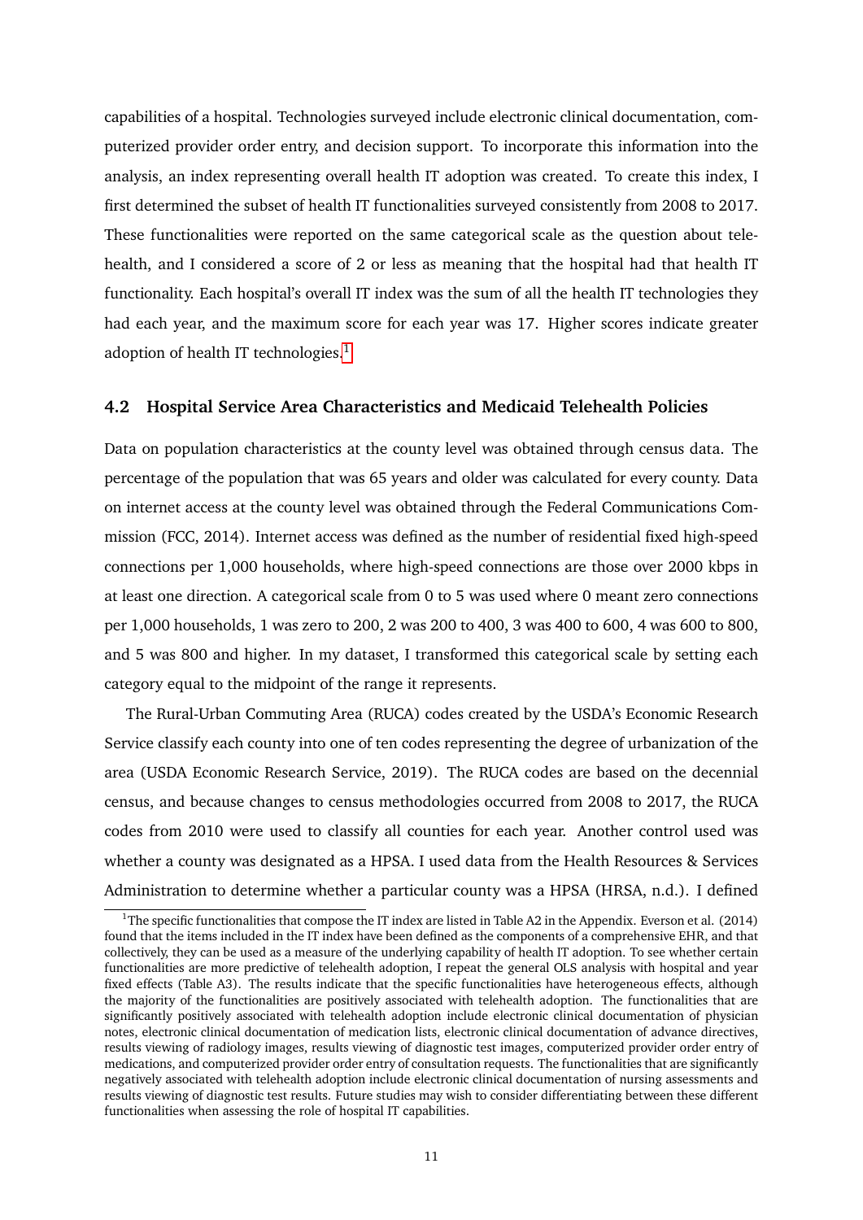capabilities of a hospital. Technologies surveyed include electronic clinical documentation, computerized provider order entry, and decision support. To incorporate this information into the analysis, an index representing overall health IT adoption was created. To create this index, I first determined the subset of health IT functionalities surveyed consistently from 2008 to 2017. These functionalities were reported on the same categorical scale as the question about telehealth, and I considered a score of 2 or less as meaning that the hospital had that health IT functionality. Each hospital's overall IT index was the sum of all the health IT technologies they had each year, and the maximum score for each year was 17. Higher scores indicate greater adoption of health IT technologies.[1]

## 4.2 Hospital Service Area Characteristics and Medicaid Telehealth Policies

Data on population characteristics at the county level was obtained through census data. The percentage of the population that was 65 years and older was calculated for every county. Data on internet access at the county level was obtained through the Federal Communications Commission (FCC, 2014). Internet access was defined as the number of residential fixed high-speed connections per 1,000 households, where high-speed connections are those over 2000 kbps in at least one direction. A categorical scale from 0 to 5 was used where 0 meant zero connections per 1,000 households, 1 was zero to 200, 2 was 200 to 400, 3 was 400 to 600, 4 was 600 to 800, and 5 was 800 and higher. In my dataset, I transformed this categorical scale by setting each category equal to the midpoint of the range it represents.

The Rural-Urban Commuting Area (RUCA) codes created by the USDA's Economic Research Service classify each county into one of ten codes representing the degree of urbanization of the area (USDA Economic Research Service, 2019). The RUCA codes are based on the decennial census, and because changes to census methodologies occurred from 2008 to 2017, the RUCA codes from 2010 were used to classify all counties for each year. Another control used was whether a county was designated as a HPSA. I used data from the Health Resources & Services Administration to determine whether a particular county was a HPSA (HRSA, n.d.). I defined

[1] The specific functionalities that compose the IT index are listed in Table A2 in the Appendix. Everson et al. (2014) found that the items included in the IT index have been defined as the components of a comprehensive EHR, and that collectively, they can be used as a measure of the underlying capability of health IT adoption. To see whether certain functionalities are more predictive of telehealth adoption, I repeat the general OLS analysis with hospital and year fixed effects (Table A3). The results indicate that the specific functionalities have heterogeneous effects, although the majority of the functionalities are positively associated with telehealth adoption. The functionalities that are significantly positively associated with telehealth adoption include electronic clinical documentation of physician notes, electronic clinical documentation of medication lists, electronic clinical documentation of advance directives, results viewing of radiology images, results viewing of diagnostic test images, computerized provider order entry of medications, and computerized provider order entry of consultation requests. The functionalities that are significantly negatively associated with telehealth adoption include electronic clinical documentation of nursing assessments and results viewing of diagnostic test results. Future studies may wish to consider differentiating between these different functionalities when assessing the role of hospital IT capabilities.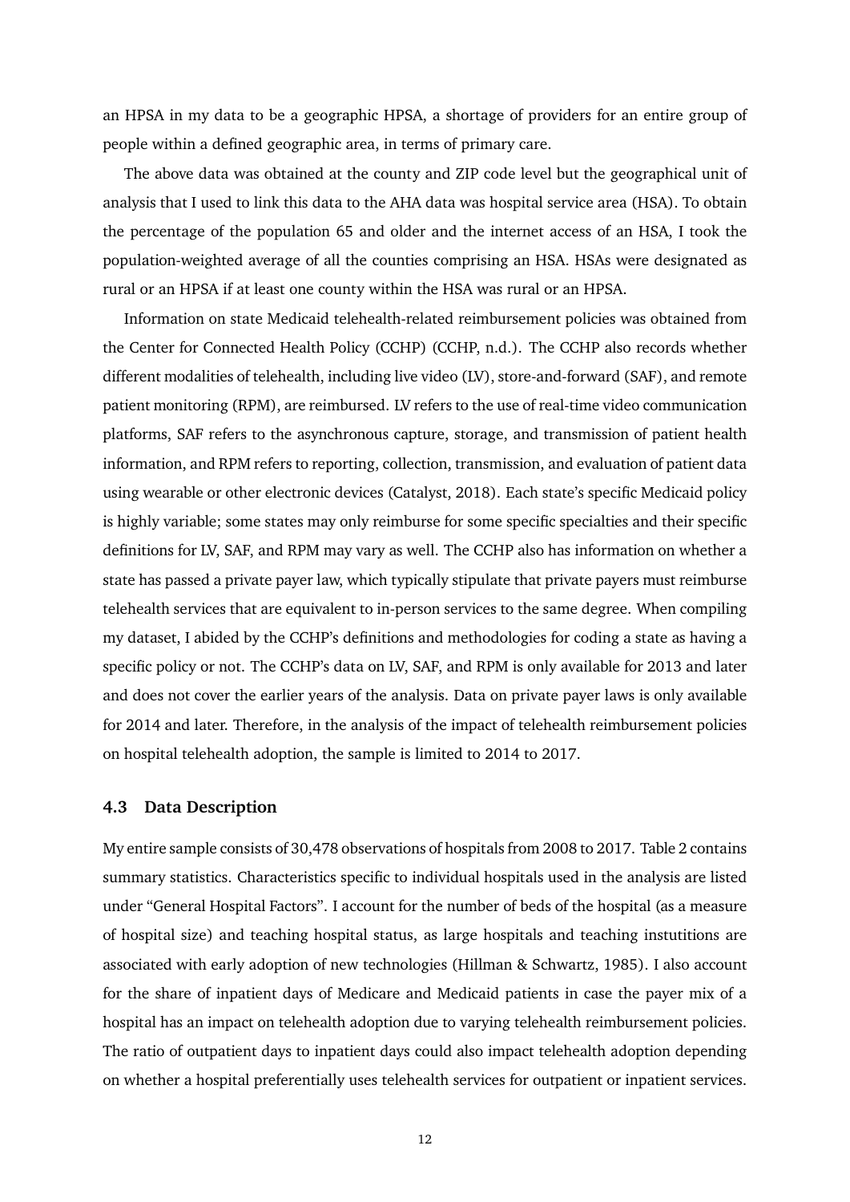an HPSA in my data to be a geographic HPSA, a shortage of providers for an entire group of people within a defined geographic area, in terms of primary care.

The above data was obtained at the county and ZIP code level but the geographical unit of analysis that I used to link this data to the AHA data was hospital service area (HSA). To obtain the percentage of the population 65 and older and the internet access of an HSA, I took the population-weighted average of all the counties comprising an HSA. HSAs were designated as rural or an HPSA if at least one county within the HSA was rural or an HPSA.

Information on state Medicaid telehealth-related reimbursement policies was obtained from the Center for Connected Health Policy (CCHP) (CCHP, n.d.). The CCHP also records whether different modalities of telehealth, including live video (LV), store-and-forward (SAF), and remote patient monitoring (RPM), are reimbursed. LV refers to the use of real-time video communication platforms, SAF refers to the asynchronous capture, storage, and transmission of patient health information, and RPM refers to reporting, collection, transmission, and evaluation of patient data using wearable or other electronic devices (Catalyst, 2018). Each state's specific Medicaid policy is highly variable; some states may only reimburse for some specific specialties and their specific definitions for LV, SAF, and RPM may vary as well. The CCHP also has information on whether a state has passed a private payer law, which typically stipulate that private payers must reimburse telehealth services that are equivalent to in-person services to the same degree. When compiling my dataset, I abided by the CCHP's definitions and methodologies for coding a state as having a specific policy or not. The CCHP's data on LV, SAF, and RPM is only available for 2013 and later and does not cover the earlier years of the analysis. Data on private payer laws is only available for 2014 and later. Therefore, in the analysis of the impact of telehealth reimbursement policies on hospital telehealth adoption, the sample is limited to 2014 to 2017.

### 4.3 Data Description

My entire sample consists of 30,478 observations of hospitals from 2008 to 2017. Table 2 contains summary statistics. Characteristics specific to individual hospitals used in the analysis are listed under "General Hospital Factors". I account for the number of beds of the hospital (as a measure of hospital size) and teaching hospital status, as large hospitals and teaching instutitions are associated with early adoption of new technologies (Hillman & Schwartz, 1985). I also account for the share of inpatient days of Medicare and Medicaid patients in case the payer mix of a hospital has an impact on telehealth adoption due to varying telehealth reimbursement policies. The ratio of outpatient days to inpatient days could also impact telehealth adoption depending on whether a hospital preferentially uses telehealth services for outpatient or inpatient services.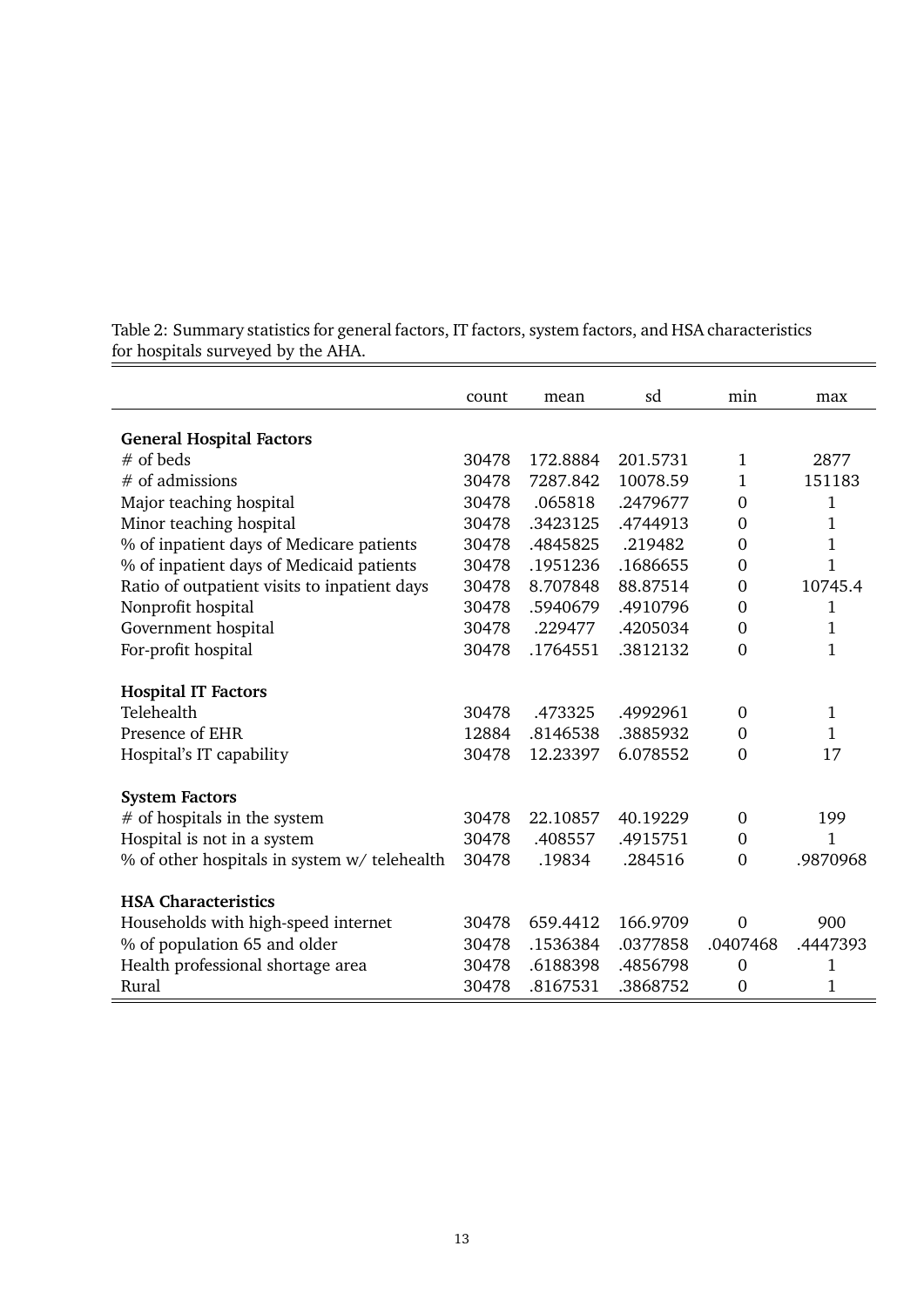Table 2: Summary statistics for general factors, IT factors, system factors, and HSA characteristics for hospitals surveyed by the AHA.

| | count | mean | sd | min | max |
|---|---|---|---|---|---|
| **General Hospital Factors** | | | | | |
| # of beds | 30478 | 172.8884 | 201.5731 | 1 | 2877 |
| # of admissions | 30478 | 7287.842 | 10078.59 | 1 | 151183 |
| Major teaching hospital | 30478 | .065818 | .2479677 | 0 | 1 |
| Minor teaching hospital | 30478 | .3423125 | .4744913 | 0 | 1 |
| % of inpatient days of Medicare patients | 30478 | .4845825 | .219482 | 0 | 1 |
| % of inpatient days of Medicaid patients | 30478 | .1951236 | .1686655 | 0 | 1 |
| Ratio of outpatient visits to inpatient days | 30478 | 8.707848 | 88.87514 | 0 | 10745.4 |
| Nonprofit hospital | 30478 | .5940679 | .4910796 | 0 | 1 |
| Government hospital | 30478 | .229477 | .4205034 | 0 | 1 |
| For-profit hospital | 30478 | .1764551 | .3812132 | 0 | 1 |
| **Hospital IT Factors** | | | | | |
| Telehealth | 30478 | .473325 | .4992961 | 0 | 1 |
| Presence of EHR | 12884 | .8146538 | .3885932 | 0 | 1 |
| Hospital's IT capability | 30478 | 12.23397 | 6.078552 | 0 | 17 |
| **System Factors** | | | | | |
| # of hospitals in the system | 30478 | 22.10857 | 40.19229 | 0 | 199 |
| Hospital is not in a system | 30478 | .408557 | .4915751 | 0 | 1 |
| % of other hospitals in system w/ telehealth | 30478 | .19834 | .284516 | 0 | .9870968 |
| **HSA Characteristics** | | | | | |
| Households with high-speed internet | 30478 | 659.4412 | 166.9709 | 0 | 900 |
| % of population 65 and older | 30478 | .1536384 | .0377858 | .0407468 | .4447393 |
| Health professional shortage area | 30478 | .6188398 | .4856798 | 0 | 1 |
| Rural | 30478 | .8167531 | .3868752 | 0 | 1 |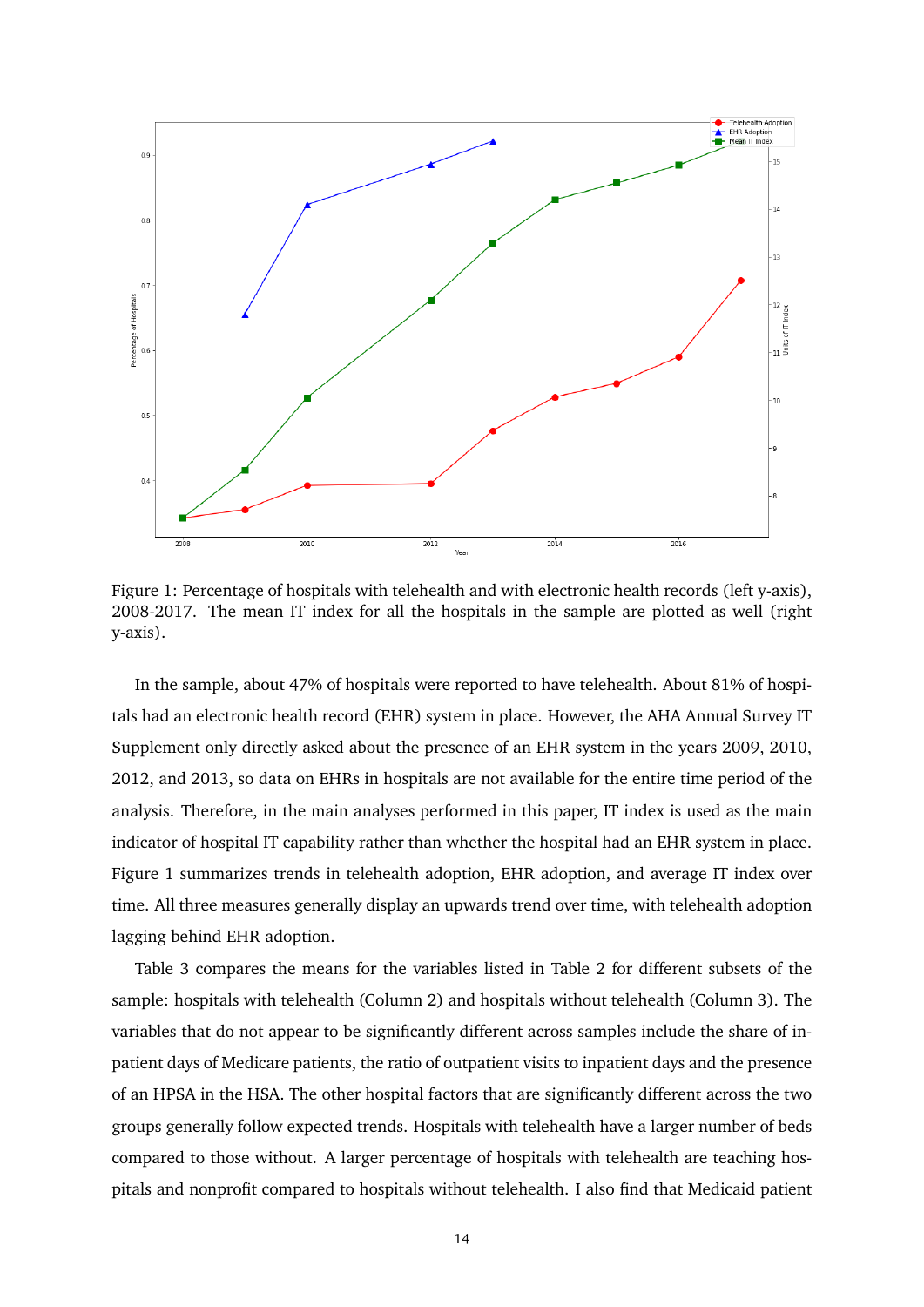Figure 1: Percentage of hospitals with telehealth and with electronic health records (left y-axis), 2008-2017. The mean IT index for all the hospitals in the sample are plotted as well (right y-axis).

In the sample, about 47% of hospitals were reported to have telehealth. About 81% of hospitals had an electronic health record (EHR) system in place. However, the AHA Annual Survey IT Supplement only directly asked about the presence of an EHR system in the years 2009, 2010, 2012, and 2013, so data on EHRs in hospitals are not available for the entire time period of the analysis. Therefore, in the main analyses performed in this paper, IT index is used as the main indicator of hospital IT capability rather than whether the hospital had an EHR system in place. Figure 1 summarizes trends in telehealth adoption, EHR adoption, and average IT index over time. All three measures generally display an upwards trend over time, with telehealth adoption lagging behind EHR adoption.

Table 3 compares the means for the variables listed in Table 2 for different subsets of the sample: hospitals with telehealth (Column 2) and hospitals without telehealth (Column 3). The variables that do not appear to be significantly different across samples include the share of inpatient days of Medicare patients, the ratio of outpatient visits to inpatient days and the presence of an HPSA in the HSA. The other hospital factors that are significantly different across the two groups generally follow expected trends. Hospitals with telehealth have a larger number of beds compared to those without. A larger percentage of hospitals with telehealth are teaching hospitals and nonprofit compared to hospitals without telehealth. I also find that Medicaid patient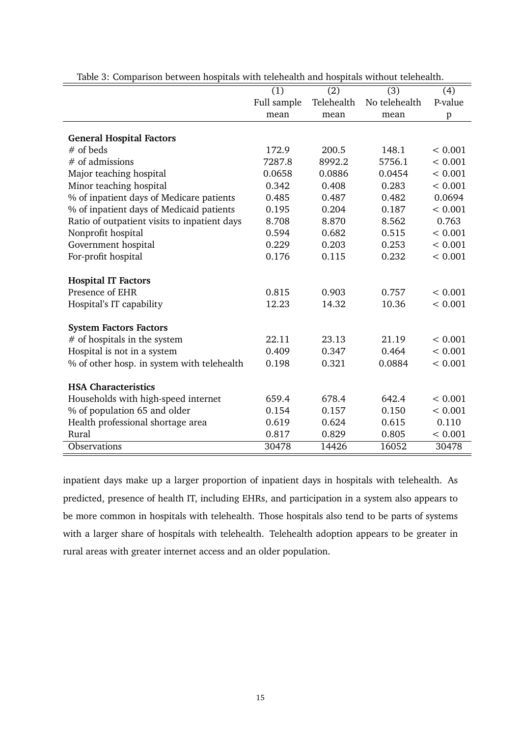Table 3: Comparison between hospitals with telehealth and hospitals without telehealth.

| | (1) Full sample mean | (2) Telehealth mean | (3) No telehealth mean | (4) P-value p |
|---|---|---|---|---|
| **General Hospital Factors** | | | | |
| # of beds | 172.9 | 200.5 | 148.1 | < 0.001 |
| # of admissions | 7287.8 | 8992.2 | 5756.1 | < 0.001 |
| Major teaching hospital | 0.0658 | 0.0886 | 0.0454 | < 0.001 |
| Minor teaching hospital | 0.342 | 0.408 | 0.283 | < 0.001 |
| % of inpatient days of Medicare patients | 0.485 | 0.487 | 0.482 | 0.0694 |
| % of inpatient days of Medicaid patients | 0.195 | 0.204 | 0.187 | < 0.001 |
| Ratio of outpatient visits to inpatient days | 8.708 | 8.870 | 8.562 | 0.763 |
| Nonprofit hospital | 0.594 | 0.682 | 0.515 | < 0.001 |
| Government hospital | 0.229 | 0.203 | 0.253 | < 0.001 |
| For-profit hospital | 0.176 | 0.115 | 0.232 | < 0.001 |
| **Hospital IT Factors** | | | | |
| Presence of EHR | 0.815 | 0.903 | 0.757 | < 0.001 |
| Hospital's IT capability | 12.23 | 14.32 | 10.36 | < 0.001 |
| **System Factors Factors** | | | | |
| # of hospitals in the system | 22.11 | 23.13 | 21.19 | < 0.001 |
| Hospital is not in a system | 0.409 | 0.347 | 0.464 | < 0.001 |
| % of other hosp. in system with telehealth | 0.198 | 0.321 | 0.0884 | < 0.001 |
| **HSA Characteristics** | | | | |
| Households with high-speed internet | 659.4 | 678.4 | 642.4 | < 0.001 |
| % of population 65 and older | 0.154 | 0.157 | 0.150 | < 0.001 |
| Health professional shortage area | 0.619 | 0.624 | 0.615 | 0.110 |
| Rural | 0.817 | 0.829 | 0.805 | < 0.001 |
| Observations | 30478 | 14426 | 16052 | 30478 |

inpatient days make up a larger proportion of inpatient days in hospitals with telehealth. As predicted, presence of health IT, including EHRs, and participation in a system also appears to be more common in hospitals with telehealth. Those hospitals also tend to be parts of systems with a larger share of hospitals with telehealth. Telehealth adoption appears to be greater in rural areas with greater internet access and an older population.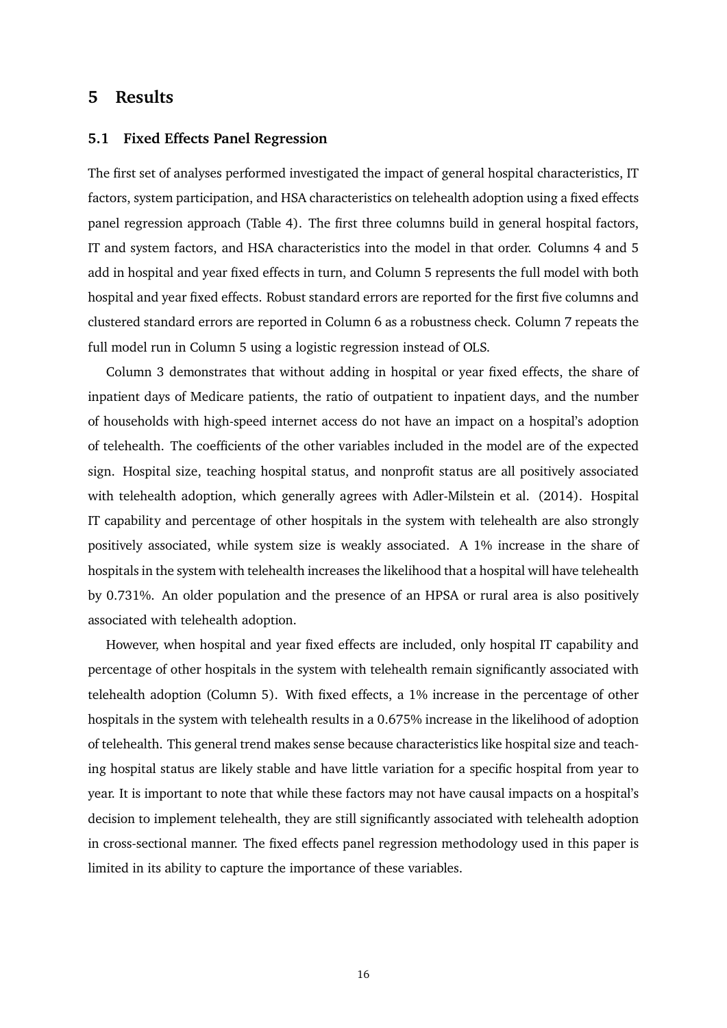# 5 Results

## 5.1 Fixed Effects Panel Regression

The first set of analyses performed investigated the impact of general hospital characteristics, IT factors, system participation, and HSA characteristics on telehealth adoption using a fixed effects panel regression approach (Table 4). The first three columns build in general hospital factors, IT and system factors, and HSA characteristics into the model in that order. Columns 4 and 5 add in hospital and year fixed effects in turn, and Column 5 represents the full model with both hospital and year fixed effects. Robust standard errors are reported for the first five columns and clustered standard errors are reported in Column 6 as a robustness check. Column 7 repeats the full model run in Column 5 using a logistic regression instead of OLS.

Column 3 demonstrates that without adding in hospital or year fixed effects, the share of inpatient days of Medicare patients, the ratio of outpatient to inpatient days, and the number of households with high-speed internet access do not have an impact on a hospital's adoption of telehealth. The coefficients of the other variables included in the model are of the expected sign. Hospital size, teaching hospital status, and nonprofit status are all positively associated with telehealth adoption, which generally agrees with Adler-Milstein et al. (2014). Hospital IT capability and percentage of other hospitals in the system with telehealth are also strongly positively associated, while system size is weakly associated. A 1% increase in the share of hospitals in the system with telehealth increases the likelihood that a hospital will have telehealth by 0.731%. An older population and the presence of an HPSA or rural area is also positively associated with telehealth adoption.

However, when hospital and year fixed effects are included, only hospital IT capability and percentage of other hospitals in the system with telehealth remain significantly associated with telehealth adoption (Column 5). With fixed effects, a 1% increase in the percentage of other hospitals in the system with telehealth results in a 0.675% increase in the likelihood of adoption of telehealth. This general trend makes sense because characteristics like hospital size and teaching hospital status are likely stable and have little variation for a specific hospital from year to year. It is important to note that while these factors may not have causal impacts on a hospital's decision to implement telehealth, they are still significantly associated with telehealth adoption in cross-sectional manner. The fixed effects panel regression methodology used in this paper is limited in its ability to capture the importance of these variables.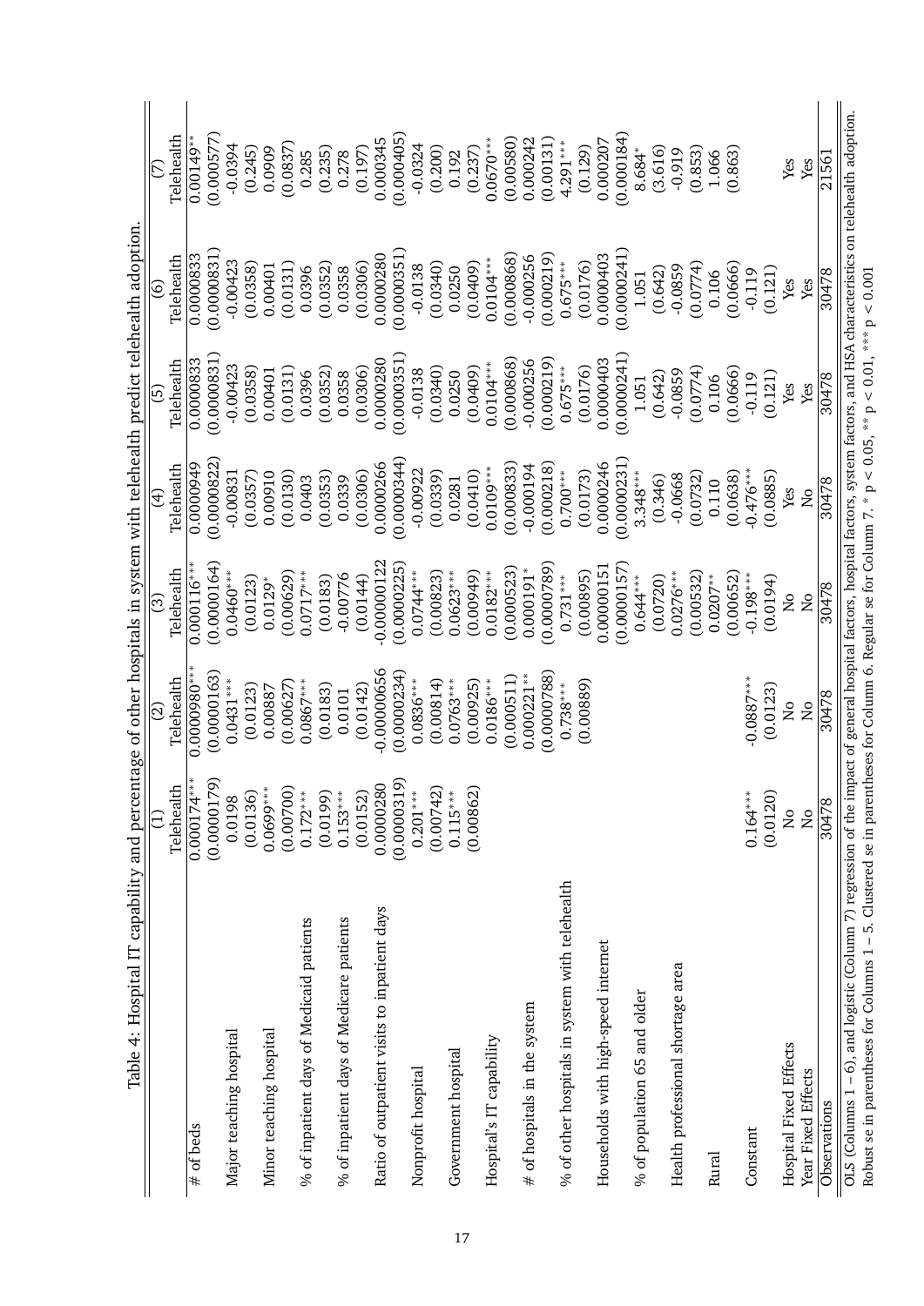Table 4: Hospital IT capability and percentage of other hospitals in system with telehealth predict telehealth adoption.

| | (1) | (2) | (3) | (4) | (5) | (6) | (7) |
|---|---|---|---|---|---|---|---|
| | Telehealth | Telehealth | Telehealth | Telehealth | Telehealth | Telehealth | Telehealth |
| # of beds | 0.000174*** | 0.0000980*** | 0.000116*** | 0.0000949 | 0.0000833 | 0.0000833 | 0.00149** |
| | (0.0000179) | (0.0000163) | (0.0000164) | (0.0000822) | (0.0000831) | (0.0000831) | (0.000577) |
| Major teaching hospital | 0.0198 | 0.0431*** | 0.0460*** | -0.00831 | -0.00423 | -0.00423 | -0.0394 |
| | (0.0136) | (0.0123) | (0.0123) | (0.0357) | (0.0358) | (0.0358) | (0.245) |
| Minor teaching hospital | 0.0699*** | 0.00887 | 0.0129* | 0.00910 | 0.00401 | 0.00401 | 0.0909 |
| | (0.00700) | (0.00627) | (0.00629) | (0.0130) | (0.0131) | (0.0131) | (0.0837) |
| % of inpatient days of Medicaid patients | 0.172*** | 0.0867*** | 0.0717*** | 0.0403 | 0.0396 | 0.0396 | 0.285 |
| | (0.0199) | (0.0183) | (0.0183) | (0.0353) | (0.0352) | (0.0352) | (0.235) |
| % of inpatient days of Medicare patients | 0.153*** | 0.0101 | -0.00776 | 0.0339 | 0.0358 | 0.0358 | 0.278 |
| | (0.0152) | (0.0142) | (0.0144) | (0.0306) | (0.0306) | (0.0306) | (0.197) |
| Ratio of outpatient visits to inpatient days | 0.0000280 | -0.00000656 | -0.00000122 | 0.0000266 | 0.0000280 | 0.0000280 | 0.000345 |
| | (0.0000319) | (0.0000234) | (0.0000225) | (0.0000344) | (0.0000351) | (0.0000351) | (0.000405) |
| Nonprofit hospital | 0.201*** | 0.0836*** | 0.0744*** | -0.00922 | -0.0138 | -0.0138 | -0.0324 |
| | (0.00742) | (0.00814) | (0.00823) | (0.0339) | (0.0340) | (0.0340) | (0.200) |
| Government hospital | 0.115*** | 0.0763*** | 0.0623*** | 0.0281 | 0.0250 | 0.0250 | 0.192 |
| | (0.00862) | (0.00925) | (0.00949) | (0.0410) | (0.0409) | (0.0409) | (0.237) |
| Hospital's IT capability | | 0.0186*** | 0.0182*** | 0.0109*** | 0.0104*** | 0.0104*** | 0.0670*** |
| | | (0.000511) | (0.000523) | (0.000833) | (0.000868) | (0.000868) | (0.00580) |
| # of hospitals in the system | | 0.000221** | 0.000191* | -0.000194 | -0.000256 | -0.000256 | 0.000242 |
| | | (0.0000788) | (0.0000789) | (0.000218) | (0.000219) | (0.000219) | (0.00131) |
| % of other hospitals in system with telehealth | | 0.738*** | 0.731*** | 0.700*** | 0.675*** | 0.675*** | 4.291*** |
| | | (0.00889) | (0.00895) | (0.0173) | (0.0176) | (0.0176) | (0.129) |
| Households with high-speed internet | | | 0.00000151 | 0.0000246 | 0.0000403 | 0.0000403 | 0.000207 |
| | | | (0.0000157) | (0.0000231) | (0.0000241) | (0.0000241) | (0.000184) |
| % of population 65 and older | | | 0.644*** | 3.348*** | 1.051 | 1.051 | 8.684* |
| | | | (0.0720) | (0.346) | (0.642) | (0.642) | (3.616) |
| Health professional shortage area | | | 0.0276*** | -0.0668 | -0.0859 | -0.0859 | -0.919 |
| | | | (0.00532) | (0.0732) | (0.0774) | (0.0774) | (0.853) |
| Rural | | | 0.0207** | 0.110 | 0.106 | 0.106 | 1.066 |
| | | | (0.00652) | (0.0638) | (0.0666) | (0.0666) | (0.863) |
| Constant | 0.164*** | -0.0887*** | -0.198*** | -0.476*** | -0.119 | -0.119 | |
| | (0.0120) | (0.0123) | (0.0194) | (0.0885) | (0.121) | (0.121) | |
| Hospital Fixed Effects | No | No | No | Yes | Yes | Yes | Yes |
| Year Fixed Effects | No | No | No | No | Yes | Yes | Yes |
| Observations | 30478 | 30478 | 30478 | 30478 | 30478 | 30478 | 21561 |

OLS (Columns 1 – 6), and logistic (Column 7) regression of the impact of general hospital factors, hospital factors, system factors, and HSA characteristics on telehealth adoption. Robust se in parentheses for Columns 1 – 5. Clustered se in parentheses for Column 6. Regular se for Column 7. * $p < 0.05$, ** $p < 0.01$, *** $p < 0.001$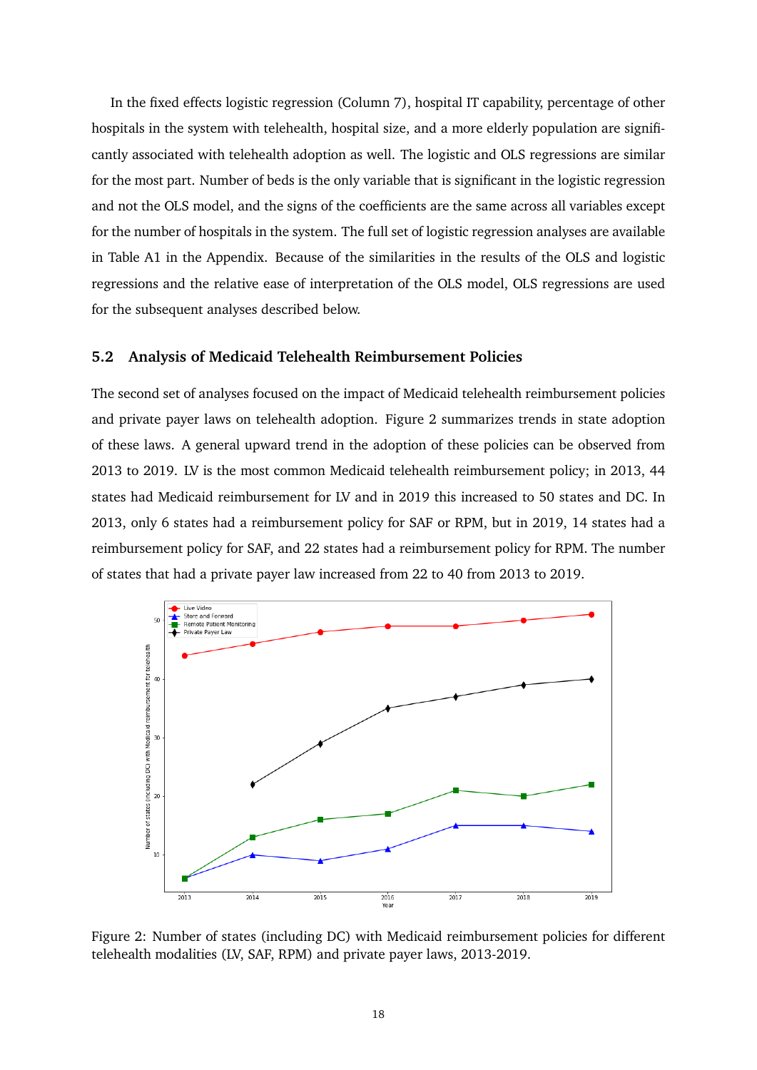In the fixed effects logistic regression (Column 7), hospital IT capability, percentage of other hospitals in the system with telehealth, hospital size, and a more elderly population are significantly associated with telehealth adoption as well. The logistic and OLS regressions are similar for the most part. Number of beds is the only variable that is significant in the logistic regression and not the OLS model, and the signs of the coefficients are the same across all variables except for the number of hospitals in the system. The full set of logistic regression analyses are available in Table A1 in the Appendix. Because of the similarities in the results of the OLS and logistic regressions and the relative ease of interpretation of the OLS model, OLS regressions are used for the subsequent analyses described below.

### 5.2 Analysis of Medicaid Telehealth Reimbursement Policies

The second set of analyses focused on the impact of Medicaid telehealth reimbursement policies and private payer laws on telehealth adoption. Figure 2 summarizes trends in state adoption of these laws. A general upward trend in the adoption of these policies can be observed from 2013 to 2019. LV is the most common Medicaid telehealth reimbursement policy; in 2013, 44 states had Medicaid reimbursement for LV and in 2019 this increased to 50 states and DC. In 2013, only 6 states had a reimbursement policy for SAF or RPM, but in 2019, 14 states had a reimbursement policy for SAF, and 22 states had a reimbursement policy for RPM. The number of states that had a private payer law increased from 22 to 40 from 2013 to 2019.

Figure 2: Number of states (including DC) with Medicaid reimbursement policies for different telehealth modalities (LV, SAF, RPM) and private payer laws, 2013-2019.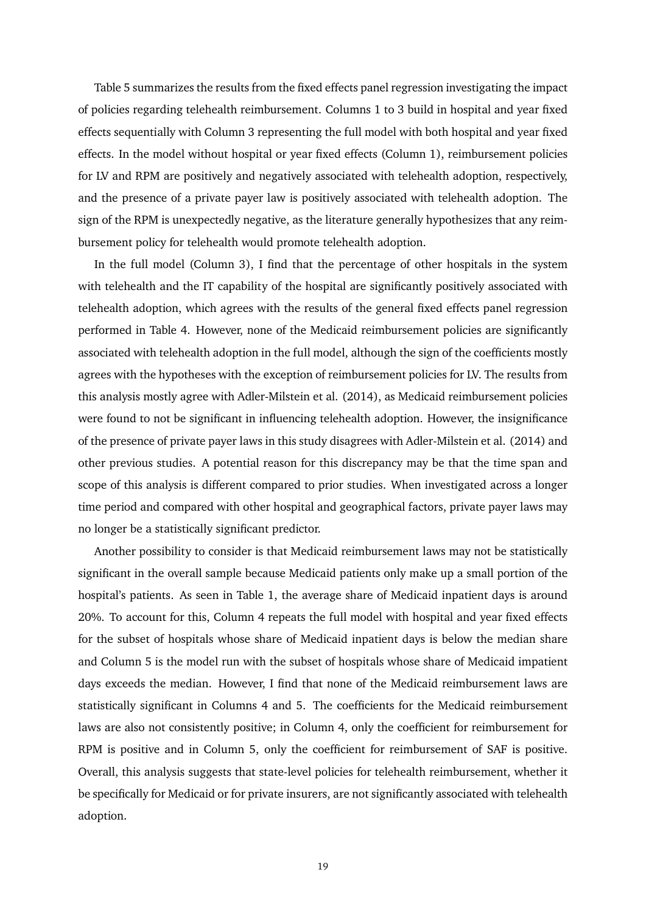Table 5 summarizes the results from the fixed effects panel regression investigating the impact of policies regarding telehealth reimbursement. Columns 1 to 3 build in hospital and year fixed effects sequentially with Column 3 representing the full model with both hospital and year fixed effects. In the model without hospital or year fixed effects (Column 1), reimbursement policies for LV and RPM are positively and negatively associated with telehealth adoption, respectively, and the presence of a private payer law is positively associated with telehealth adoption. The sign of the RPM is unexpectedly negative, as the literature generally hypothesizes that any reimbursement policy for telehealth would promote telehealth adoption.

In the full model (Column 3), I find that the percentage of other hospitals in the system with telehealth and the IT capability of the hospital are significantly positively associated with telehealth adoption, which agrees with the results of the general fixed effects panel regression performed in Table 4. However, none of the Medicaid reimbursement policies are significantly associated with telehealth adoption in the full model, although the sign of the coefficients mostly agrees with the hypotheses with the exception of reimbursement policies for LV. The results from this analysis mostly agree with Adler-Milstein et al. (2014), as Medicaid reimbursement policies were found to not be significant in influencing telehealth adoption. However, the insignificance of the presence of private payer laws in this study disagrees with Adler-Milstein et al. (2014) and other previous studies. A potential reason for this discrepancy may be that the time span and scope of this analysis is different compared to prior studies. When investigated across a longer time period and compared with other hospital and geographical factors, private payer laws may no longer be a statistically significant predictor.

Another possibility to consider is that Medicaid reimbursement laws may not be statistically significant in the overall sample because Medicaid patients only make up a small portion of the hospital's patients. As seen in Table 1, the average share of Medicaid inpatient days is around 20%. To account for this, Column 4 repeats the full model with hospital and year fixed effects for the subset of hospitals whose share of Medicaid inpatient days is below the median share and Column 5 is the model run with the subset of hospitals whose share of Medicaid impatient days exceeds the median. However, I find that none of the Medicaid reimbursement laws are statistically significant in Columns 4 and 5. The coefficients for the Medicaid reimbursement laws are also not consistently positive; in Column 4, only the coefficient for reimbursement for RPM is positive and in Column 5, only the coefficient for reimbursement of SAF is positive. Overall, this analysis suggests that state-level policies for telehealth reimbursement, whether it be specifically for Medicaid or for private insurers, are not significantly associated with telehealth adoption.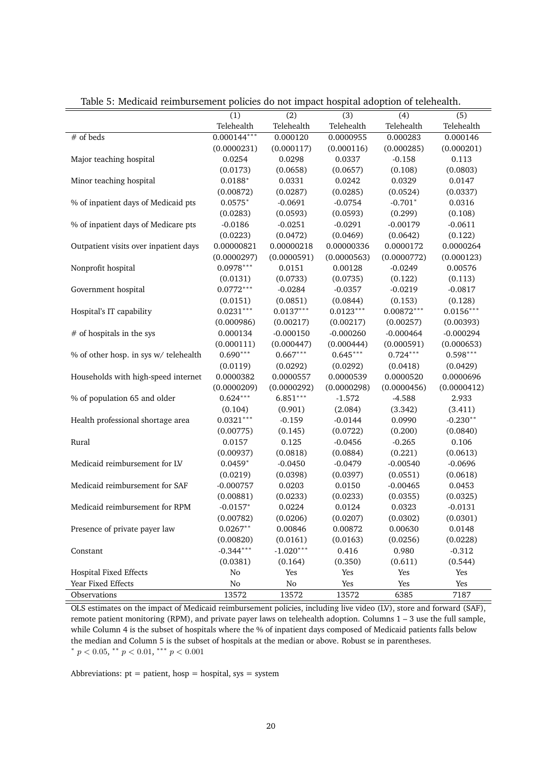Table 5: Medicaid reimbursement policies do not impact hospital adoption of telehealth.

| | (1) | (2) | (3) | (4) | (5) |
|---|---|---|---|---|---|
| | Telehealth | Telehealth | Telehealth | Telehealth | Telehealth |
| # of beds | $0.000144^{***}$ | 0.000120 | 0.0000955 | 0.000283 | 0.000146 |
| | (0.0000231) | (0.000117) | (0.000116) | (0.000285) | (0.000201) |
| Major teaching hospital | 0.0254 | 0.0298 | 0.0337 | -0.158 | 0.113 |
| | (0.0173) | (0.0658) | (0.0657) | (0.108) | (0.0803) |
| Minor teaching hospital | $0.0188^{*}$ | 0.0331 | 0.0242 | 0.0329 | 0.0147 |
| | (0.00872) | (0.0287) | (0.0285) | (0.0524) | (0.0337) |
| % of inpatient days of Medicaid pts | $0.0575^{*}$ | -0.0691 | -0.0754 | $-0.701^{*}$ | 0.0316 |
| | (0.0283) | (0.0593) | (0.0593) | (0.299) | (0.108) |
| % of inpatient days of Medicare pts | -0.0186 | -0.0251 | -0.0291 | -0.00179 | -0.0611 |
| | (0.0223) | (0.0472) | (0.0469) | (0.0642) | (0.122) |
| Outpatient visits over inpatient days | 0.00000821 | 0.00000218 | 0.00000336 | 0.0000172 | 0.0000264 |
| | (0.0000297) | (0.0000591) | (0.0000563) | (0.0000772) | (0.000123) |
| Nonprofit hospital | $0.0978^{***}$ | 0.0151 | 0.00128 | -0.0249 | 0.00576 |
| | (0.0131) | (0.0733) | (0.0735) | (0.122) | (0.113) |
| Government hospital | $0.0772^{***}$ | -0.0284 | -0.0357 | -0.0219 | -0.0817 |
| | (0.0151) | (0.0851) | (0.0844) | (0.153) | (0.128) |
| Hospital's IT capability | $0.0231^{***}$ | $0.0137^{***}$ | $0.0123^{***}$ | $0.00872^{***}$ | $0.0156^{***}$ |
| | (0.000986) | (0.00217) | (0.00217) | (0.00257) | (0.00393) |
| # of hospitals in the sys | 0.000134 | -0.000150 | -0.000260 | -0.000464 | -0.000294 |
| | (0.000111) | (0.000447) | (0.000444) | (0.000591) | (0.000653) |
| % of other hosp. in sys w/ telehealth | $0.690^{***}$ | $0.667^{***}$ | $0.645^{***}$ | $0.724^{***}$ | $0.598^{***}$ |
| | (0.0119) | (0.0292) | (0.0292) | (0.0418) | (0.0429) |
| Households with high-speed internet | 0.0000382 | 0.0000557 | 0.0000539 | 0.0000520 | 0.0000696 |
| | (0.0000209) | (0.0000292) | (0.0000298) | (0.0000456) | (0.0000412) |
| % of population 65 and older | $0.624^{***}$ | $6.851^{***}$ | -1.572 | -4.588 | 2.933 |
| | (0.104) | (0.901) | (2.084) | (3.342) | (3.411) |
| Health professional shortage area | $0.0321^{***}$ | -0.159 | -0.0144 | 0.0990 | $-0.230^{**}$ |
| | (0.00775) | (0.145) | (0.0722) | (0.200) | (0.0840) |
| Rural | 0.0157 | 0.125 | -0.0456 | -0.265 | 0.106 |
| | (0.00937) | (0.0818) | (0.0884) | (0.221) | (0.0613) |
| Medicaid reimbursement for LV | $0.0459^{*}$ | -0.0450 | -0.0479 | -0.00540 | -0.0696 |
| | (0.0219) | (0.0398) | (0.0397) | (0.0551) | (0.0618) |
| Medicaid reimbursement for SAF | -0.000757 | 0.0203 | 0.0150 | -0.00465 | 0.0453 |
| | (0.00881) | (0.0233) | (0.0233) | (0.0355) | (0.0325) |
| Medicaid reimbursement for RPM | $-0.0157^{*}$ | 0.0224 | 0.0124 | 0.0323 | -0.0131 |
| | (0.00782) | (0.0206) | (0.0207) | (0.0302) | (0.0301) |
| Presence of private payer law | $0.0267^{**}$ | 0.00846 | 0.00872 | 0.00630 | 0.0148 |
| | (0.00820) | (0.0161) | (0.0163) | (0.0256) | (0.0228) |
| Constant | $-0.344^{***}$ | $-1.020^{***}$ | 0.416 | 0.980 | -0.312 |
| | (0.0381) | (0.164) | (0.350) | (0.611) | (0.544) |
| Hospital Fixed Effects | No | Yes | Yes | Yes | Yes |
| Year Fixed Effects | No | No | Yes | Yes | Yes |
| Observations | 13572 | 13572 | 13572 | 6385 | 7187 |

OLS estimates on the impact of Medicaid reimbursement policies, including live video (LV), store and forward (SAF), remote patient monitoring (RPM), and private payer laws on telehealth adoption. Columns 1 – 3 use the full sample, while Column 4 is the subset of hospitals where the % of inpatient days composed of Medicaid patients falls below the median and Column 5 is the subset of hospitals at the median or above. Robust se in parentheses.
$^{*}$ $p < 0.05$, $^{**}$ $p < 0.01$, $^{***}$ $p < 0.001$

Abbreviations: pt = patient, hosp = hospital, sys = system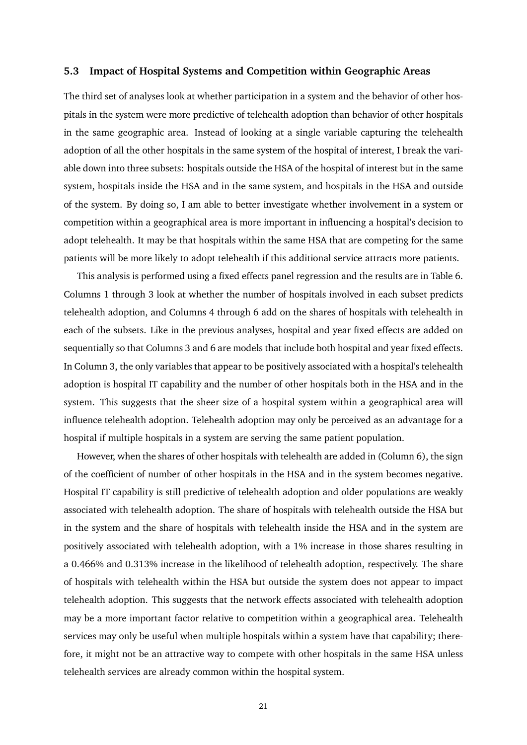### 5.3 Impact of Hospital Systems and Competition within Geographic Areas

The third set of analyses look at whether participation in a system and the behavior of other hospitals in the system were more predictive of telehealth adoption than behavior of other hospitals in the same geographic area. Instead of looking at a single variable capturing the telehealth adoption of all the other hospitals in the same system of the hospital of interest, I break the variable down into three subsets: hospitals outside the HSA of the hospital of interest but in the same system, hospitals inside the HSA and in the same system, and hospitals in the HSA and outside of the system. By doing so, I am able to better investigate whether involvement in a system or competition within a geographical area is more important in influencing a hospital's decision to adopt telehealth. It may be that hospitals within the same HSA that are competing for the same patients will be more likely to adopt telehealth if this additional service attracts more patients.

This analysis is performed using a fixed effects panel regression and the results are in Table 6. Columns 1 through 3 look at whether the number of hospitals involved in each subset predicts telehealth adoption, and Columns 4 through 6 add on the shares of hospitals with telehealth in each of the subsets. Like in the previous analyses, hospital and year fixed effects are added on sequentially so that Columns 3 and 6 are models that include both hospital and year fixed effects. In Column 3, the only variables that appear to be positively associated with a hospital's telehealth adoption is hospital IT capability and the number of other hospitals both in the HSA and in the system. This suggests that the sheer size of a hospital system within a geographical area will influence telehealth adoption. Telehealth adoption may only be perceived as an advantage for a hospital if multiple hospitals in a system are serving the same patient population.

However, when the shares of other hospitals with telehealth are added in (Column 6), the sign of the coefficient of number of other hospitals in the HSA and in the system becomes negative. Hospital IT capability is still predictive of telehealth adoption and older populations are weakly associated with telehealth adoption. The share of hospitals with telehealth outside the HSA but in the system and the share of hospitals with telehealth inside the HSA and in the system are positively associated with telehealth adoption, with a 1% increase in those shares resulting in a 0.466% and 0.313% increase in the likelihood of telehealth adoption, respectively. The share of hospitals with telehealth within the HSA but outside the system does not appear to impact telehealth adoption. This suggests that the network effects associated with telehealth adoption may be a more important factor relative to competition within a geographical area. Telehealth services may only be useful when multiple hospitals within a system have that capability; therefore, it might not be an attractive way to compete with other hospitals in the same HSA unless telehealth services are already common within the hospital system.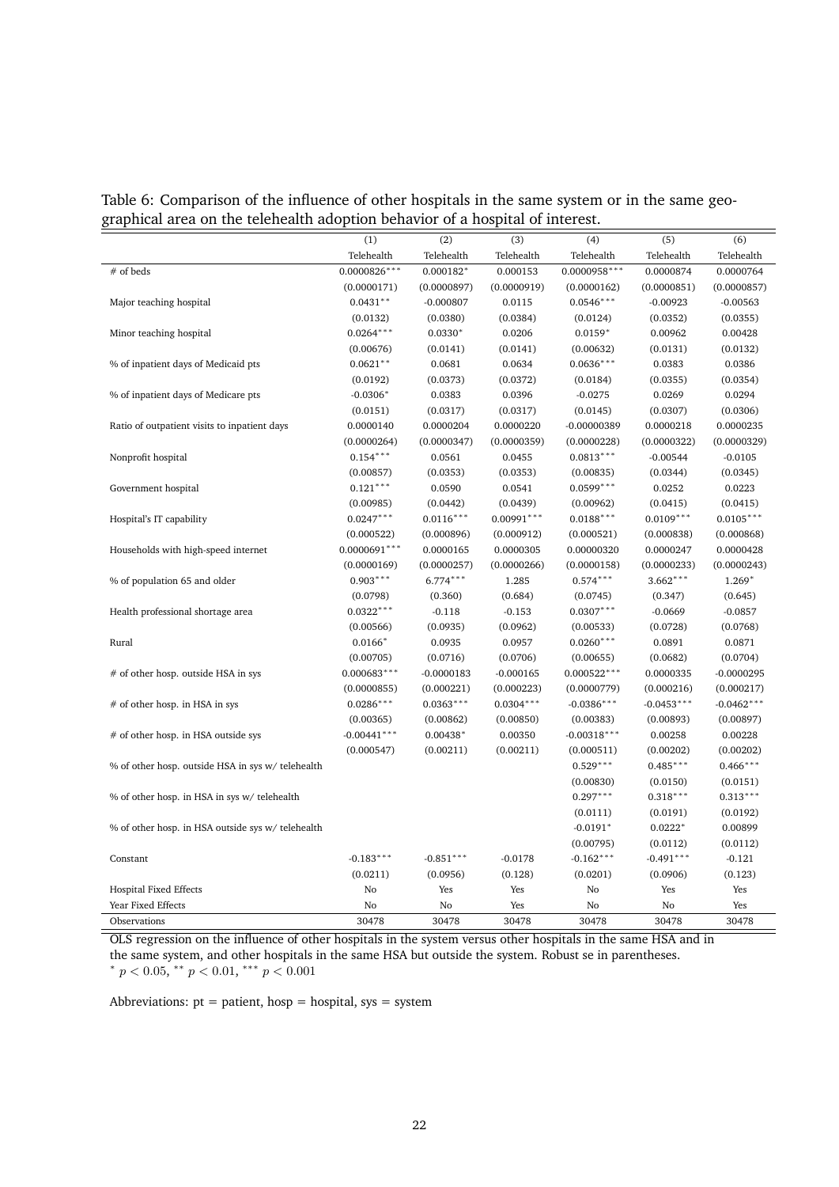Table 6: Comparison of the influence of other hospitals in the same system or in the same geographical area on the telehealth adoption behavior of a hospital of interest.

| | (1) | (2) | (3) | (4) | (5) | (6) |
|---|---|---|---|---|---|---|
| | Telehealth | Telehealth | Telehealth | Telehealth | Telehealth | Telehealth |
| # of beds | 0.0000826*** | 0.000182* | 0.000153 | 0.0000958*** | 0.0000874 | 0.0000764 |
| | (0.0000171) | (0.0000897) | (0.0000919) | (0.0000162) | (0.0000851) | (0.0000857) |
| Major teaching hospital | 0.0431** | -0.000807 | 0.0115 | 0.0546*** | -0.00923 | -0.00563 |
| | (0.0132) | (0.0380) | (0.0384) | (0.0124) | (0.0352) | (0.0355) |
| Minor teaching hospital | 0.0264*** | 0.0330* | 0.0206 | 0.0159* | 0.00962 | 0.00428 |
| | (0.00676) | (0.0141) | (0.0141) | (0.00632) | (0.0131) | (0.0132) |
| % of inpatient days of Medicaid pts | 0.0621** | 0.0681 | 0.0634 | 0.0636*** | 0.0383 | 0.0386 |
| | (0.0192) | (0.0373) | (0.0372) | (0.0184) | (0.0355) | (0.0354) |
| % of inpatient days of Medicare pts | -0.0306* | 0.0383 | 0.0396 | -0.0275 | 0.0269 | 0.0294 |
| | (0.0151) | (0.0317) | (0.0317) | (0.0145) | (0.0307) | (0.0306) |
| Ratio of outpatient visits to inpatient days | 0.0000140 | 0.0000204 | 0.0000220 | -0.00000389 | 0.0000218 | 0.0000235 |
| | (0.0000264) | (0.0000347) | (0.0000359) | (0.0000228) | (0.0000322) | (0.0000329) |
| Nonprofit hospital | 0.154*** | 0.0561 | 0.0455 | 0.0813*** | -0.00544 | -0.0105 |
| | (0.00857) | (0.0353) | (0.0353) | (0.00835) | (0.0344) | (0.0345) |
| Government hospital | 0.121*** | 0.0590 | 0.0541 | 0.0599*** | 0.0252 | 0.0223 |
| | (0.00985) | (0.0442) | (0.0439) | (0.00962) | (0.0415) | (0.0415) |
| Hospital's IT capability | 0.0247*** | 0.0116*** | 0.00991*** | 0.0188*** | 0.0109*** | 0.0105*** |
| | (0.000522) | (0.000896) | (0.000912) | (0.000521) | (0.000838) | (0.000868) |
| Households with high-speed internet | 0.0000691*** | 0.0000165 | 0.0000305 | 0.00000320 | 0.0000247 | 0.0000428 |
| | (0.0000169) | (0.0000257) | (0.0000266) | (0.0000158) | (0.0000233) | (0.0000243) |
| % of population 65 and older | 0.903*** | 6.774*** | 1.285 | 0.574*** | 3.662*** | 1.269* |
| | (0.0798) | (0.360) | (0.684) | (0.0745) | (0.347) | (0.645) |
| Health professional shortage area | 0.0322*** | -0.118 | -0.153 | 0.0307*** | -0.0669 | -0.0857 |
| | (0.00566) | (0.0935) | (0.0962) | (0.00533) | (0.0728) | (0.0768) |
| Rural | 0.0166* | 0.0935 | 0.0957 | 0.0260*** | 0.0891 | 0.0871 |
| | (0.00705) | (0.0716) | (0.0706) | (0.00655) | (0.0682) | (0.0704) |
| # of other hosp. outside HSA in sys | 0.000683*** | -0.0000183 | -0.000165 | 0.000522*** | 0.0000335 | -0.0000295 |
| | (0.0000855) | (0.000221) | (0.000223) | (0.0000779) | (0.000216) | (0.000217) |
| # of other hosp. in HSA in sys | 0.0286*** | 0.0363*** | 0.0304*** | -0.0386*** | -0.0453*** | -0.0462*** |
| | (0.00365) | (0.00862) | (0.00850) | (0.00383) | (0.00893) | (0.00897) |
| # of other hosp. in HSA outside sys | -0.00441*** | 0.00438* | 0.00350 | -0.00318*** | 0.00258 | 0.00228 |
| | (0.000547) | (0.00211) | (0.00211) | (0.000511) | (0.00202) | (0.00202) |
| % of other hosp. outside HSA in sys w/ telehealth | | | | 0.529*** | 0.485*** | 0.466*** |
| | | | | (0.00830) | (0.0150) | (0.0151) |
| % of other hosp. in HSA in sys w/ telehealth | | | | 0.297*** | 0.318*** | 0.313*** |
| | | | | (0.0111) | (0.0191) | (0.0192) |
| % of other hosp. in HSA outside sys w/ telehealth | | | | -0.0191* | 0.0222* | 0.00899 |
| | | | | (0.00795) | (0.0112) | (0.0112) |
| Constant | -0.183*** | -0.851*** | -0.0178 | -0.162*** | -0.491*** | -0.121 |
| | (0.0211) | (0.0956) | (0.128) | (0.0201) | (0.0906) | (0.123) |
| Hospital Fixed Effects | No | Yes | Yes | No | Yes | Yes |
| Year Fixed Effects | No | No | Yes | No | No | Yes |
| Observations | 30478 | 30478 | 30478 | 30478 | 30478 | 30478 |

OLS regression on the influence of other hospitals in the system versus other hospitals in the same HSA and in the same system, and other hospitals in the same HSA but outside the system. Robust se in parentheses.
* $p < 0.05$, ** $p < 0.01$, *** $p < 0.001$

Abbreviations: pt = patient, hosp = hospital, sys = system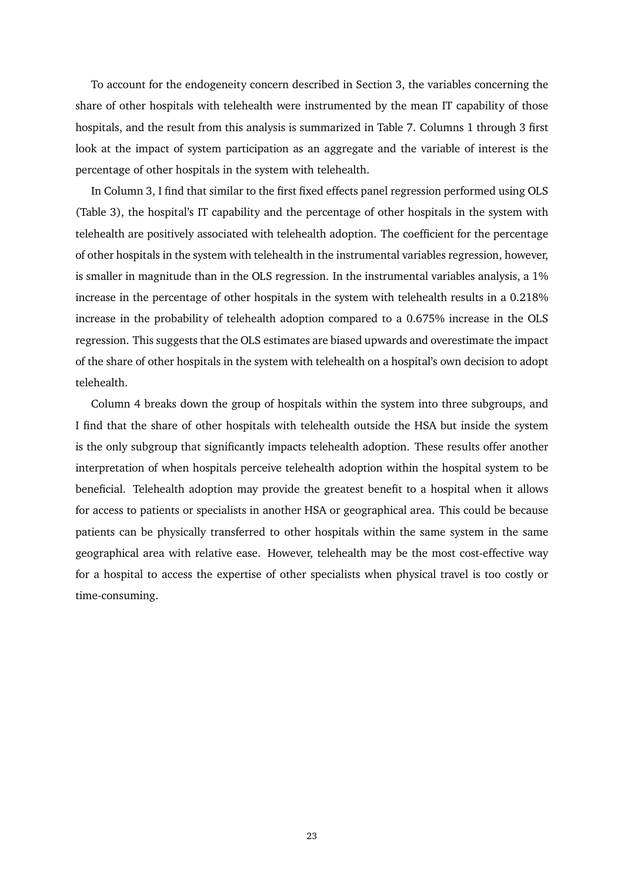To account for the endogeneity concern described in Section 3, the variables concerning the share of other hospitals with telehealth were instrumented by the mean IT capability of those hospitals, and the result from this analysis is summarized in Table 7. Columns 1 through 3 first look at the impact of system participation as an aggregate and the variable of interest is the percentage of other hospitals in the system with telehealth.

In Column 3, I find that similar to the first fixed effects panel regression performed using OLS (Table 3), the hospital's IT capability and the percentage of other hospitals in the system with telehealth are positively associated with telehealth adoption. The coefficient for the percentage of other hospitals in the system with telehealth in the instrumental variables regression, however, is smaller in magnitude than in the OLS regression. In the instrumental variables analysis, a 1% increase in the percentage of other hospitals in the system with telehealth results in a 0.218% increase in the probability of telehealth adoption compared to a 0.675% increase in the OLS regression. This suggests that the OLS estimates are biased upwards and overestimate the impact of the share of other hospitals in the system with telehealth on a hospital's own decision to adopt telehealth.

Column 4 breaks down the group of hospitals within the system into three subgroups, and I find that the share of other hospitals with telehealth outside the HSA but inside the system is the only subgroup that significantly impacts telehealth adoption. These results offer another interpretation of when hospitals perceive telehealth adoption within the hospital system to be beneficial. Telehealth adoption may provide the greatest benefit to a hospital when it allows for access to patients or specialists in another HSA or geographical area. This could be because patients can be physically transferred to other hospitals within the same system in the same geographical area with relative ease. However, telehealth may be the most cost-effective way for a hospital to access the expertise of other specialists when physical travel is too costly or time-consuming.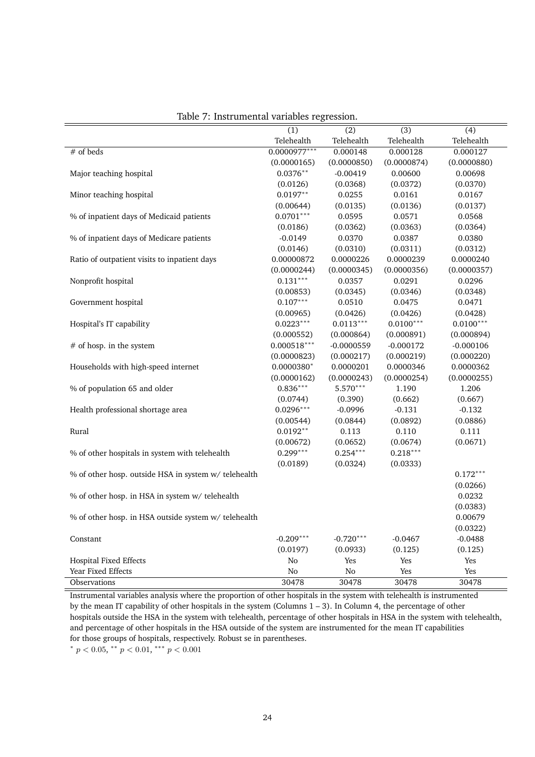Table 7: Instrumental variables regression.

| | (1) | (2) | (3) | (4) |
|---|---|---|---|---|
| | Telehealth | Telehealth | Telehealth | Telehealth |
| # of beds | 0.0000977$^{***}$ | 0.000148 | 0.000128 | 0.000127 |
| | (0.0000165) | (0.0000850) | (0.0000874) | (0.0000880) |
| Major teaching hospital | 0.0376$^{**}$ | -0.00419 | 0.00600 | 0.00698 |
| | (0.0126) | (0.0368) | (0.0372) | (0.0370) |
| Minor teaching hospital | 0.0197$^{**}$ | 0.0255 | 0.0161 | 0.0167 |
| | (0.00644) | (0.0135) | (0.0136) | (0.0137) |
| % of inpatient days of Medicaid patients | 0.0701$^{***}$ | 0.0595 | 0.0571 | 0.0568 |
| | (0.0186) | (0.0362) | (0.0363) | (0.0364) |
| % of inpatient days of Medicare patients | -0.0149 | 0.0370 | 0.0387 | 0.0380 |
| | (0.0146) | (0.0310) | (0.0311) | (0.0312) |
| Ratio of outpatient visits to inpatient days | 0.00000872 | 0.0000226 | 0.0000239 | 0.0000240 |
| | (0.0000244) | (0.0000345) | (0.0000356) | (0.0000357) |
| Nonprofit hospital | 0.131$^{***}$ | 0.0357 | 0.0291 | 0.0296 |
| | (0.00853) | (0.0345) | (0.0346) | (0.0348) |
| Government hospital | 0.107$^{***}$ | 0.0510 | 0.0475 | 0.0471 |
| | (0.00965) | (0.0426) | (0.0426) | (0.0428) |
| Hospital's IT capability | 0.0223$^{***}$ | 0.0113$^{***}$ | 0.0100$^{***}$ | 0.0100$^{***}$ |
| | (0.000552) | (0.000864) | (0.000891) | (0.000894) |
| # of hosp. in the system | 0.000518$^{***}$ | -0.0000559 | -0.000172 | -0.000106 |
| | (0.0000823) | (0.000217) | (0.000219) | (0.000220) |
| Households with high-speed internet | 0.0000380$^{*}$ | 0.0000201 | 0.0000346 | 0.0000362 |
| | (0.0000162) | (0.0000243) | (0.0000254) | (0.0000255) |
| % of population 65 and older | 0.836$^{***}$ | 5.570$^{***}$ | 1.190 | 1.206 |
| | (0.0744) | (0.390) | (0.662) | (0.667) |
| Health professional shortage area | 0.0296$^{***}$ | -0.0996 | -0.131 | -0.132 |
| | (0.00544) | (0.0844) | (0.0892) | (0.0886) |
| Rural | 0.0192$^{**}$ | 0.113 | 0.110 | 0.111 |
| | (0.00672) | (0.0652) | (0.0674) | (0.0671) |
| % of other hospitals in system with telehealth | 0.299$^{***}$ | 0.254$^{***}$ | 0.218$^{***}$ | |
| | (0.0189) | (0.0324) | (0.0333) | |
| % of other hosp. outside HSA in system w/ telehealth | | | | 0.172$^{***}$ |
| | | | | (0.0266) |
| % of other hosp. in HSA in system w/ telehealth | | | | 0.0232 |
| | | | | (0.0383) |
| % of other hosp. in HSA outside system w/ telehealth | | | | 0.00679 |
| | | | | (0.0322) |
| Constant | -0.209$^{***}$ | -0.720$^{***}$ | -0.0467 | -0.0488 |
| | (0.0197) | (0.0933) | (0.125) | (0.125) |
| Hospital Fixed Effects | No | Yes | Yes | Yes |
| Year Fixed Effects | No | No | Yes | Yes |
| Observations | 30478 | 30478 | 30478 | 30478 |

Instrumental variables analysis where the proportion of other hospitals in the system with telehealth is instrumented by the mean IT capability of other hospitals in the system (Columns 1 – 3). In Column 4, the percentage of other hospitals outside the HSA in the system with telehealth, percentage of other hospitals in HSA in the system with telehealth, and percentage of other hospitals in the HSA outside of the system are instrumented for the mean IT capabilities for those groups of hospitals, respectively. Robust se in parentheses.

$^{*}$ $p < 0.05$, $^{**}$ $p < 0.01$, $^{***}$ $p < 0.001$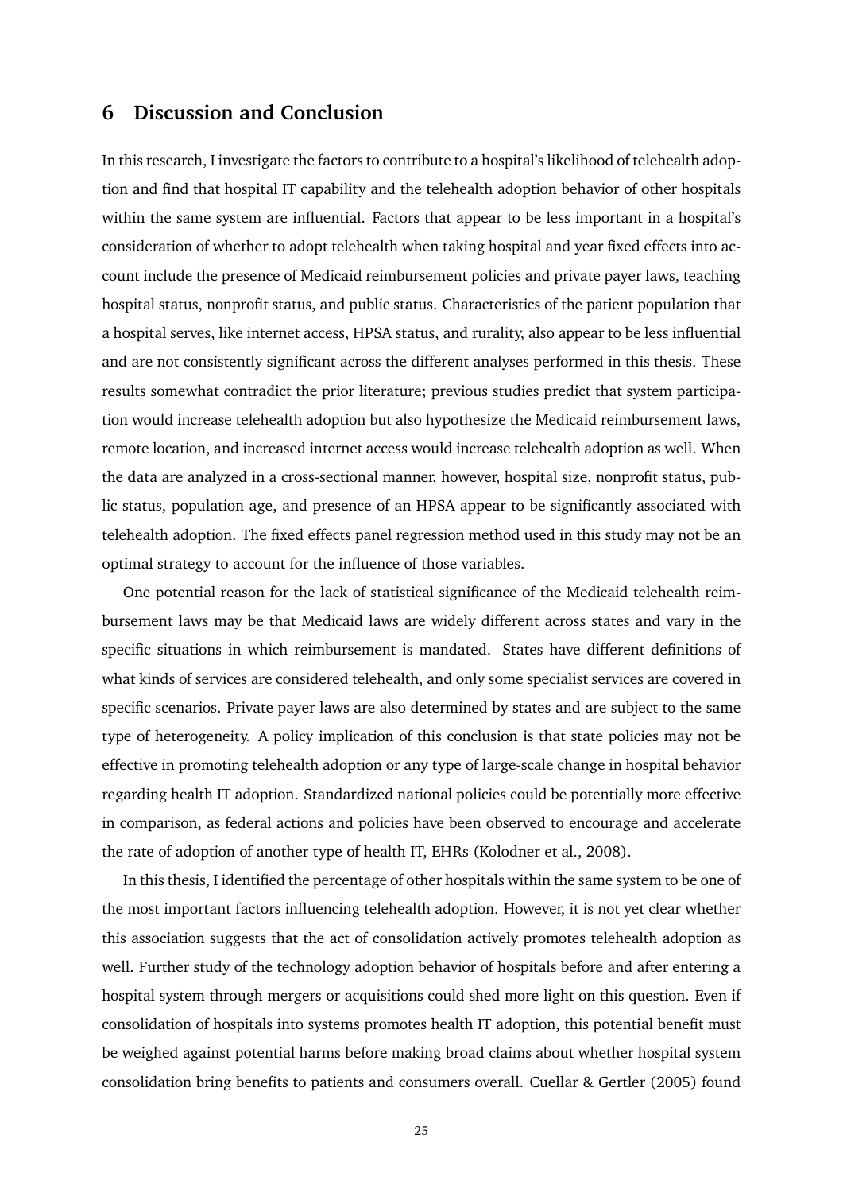## 6 Discussion and Conclusion

In this research, I investigate the factors to contribute to a hospital's likelihood of telehealth adoption and find that hospital IT capability and the telehealth adoption behavior of other hospitals within the same system are influential. Factors that appear to be less important in a hospital's consideration of whether to adopt telehealth when taking hospital and year fixed effects into account include the presence of Medicaid reimbursement policies and private payer laws, teaching hospital status, nonprofit status, and public status. Characteristics of the patient population that a hospital serves, like internet access, HPSA status, and rurality, also appear to be less influential and are not consistently significant across the different analyses performed in this thesis. These results somewhat contradict the prior literature; previous studies predict that system participation would increase telehealth adoption but also hypothesize the Medicaid reimbursement laws, remote location, and increased internet access would increase telehealth adoption as well. When the data are analyzed in a cross-sectional manner, however, hospital size, nonprofit status, public status, population age, and presence of an HPSA appear to be significantly associated with telehealth adoption. The fixed effects panel regression method used in this study may not be an optimal strategy to account for the influence of those variables.

One potential reason for the lack of statistical significance of the Medicaid telehealth reimbursement laws may be that Medicaid laws are widely different across states and vary in the specific situations in which reimbursement is mandated. States have different definitions of what kinds of services are considered telehealth, and only some specialist services are covered in specific scenarios. Private payer laws are also determined by states and are subject to the same type of heterogeneity. A policy implication of this conclusion is that state policies may not be effective in promoting telehealth adoption or any type of large-scale change in hospital behavior regarding health IT adoption. Standardized national policies could be potentially more effective in comparison, as federal actions and policies have been observed to encourage and accelerate the rate of adoption of another type of health IT, EHRs (Kolodner et al., 2008).

In this thesis, I identified the percentage of other hospitals within the same system to be one of the most important factors influencing telehealth adoption. However, it is not yet clear whether this association suggests that the act of consolidation actively promotes telehealth adoption as well. Further study of the technology adoption behavior of hospitals before and after entering a hospital system through mergers or acquisitions could shed more light on this question. Even if consolidation of hospitals into systems promotes health IT adoption, this potential benefit must be weighed against potential harms before making broad claims about whether hospital system consolidation bring benefits to patients and consumers overall. Cuellar & Gertler (2005) found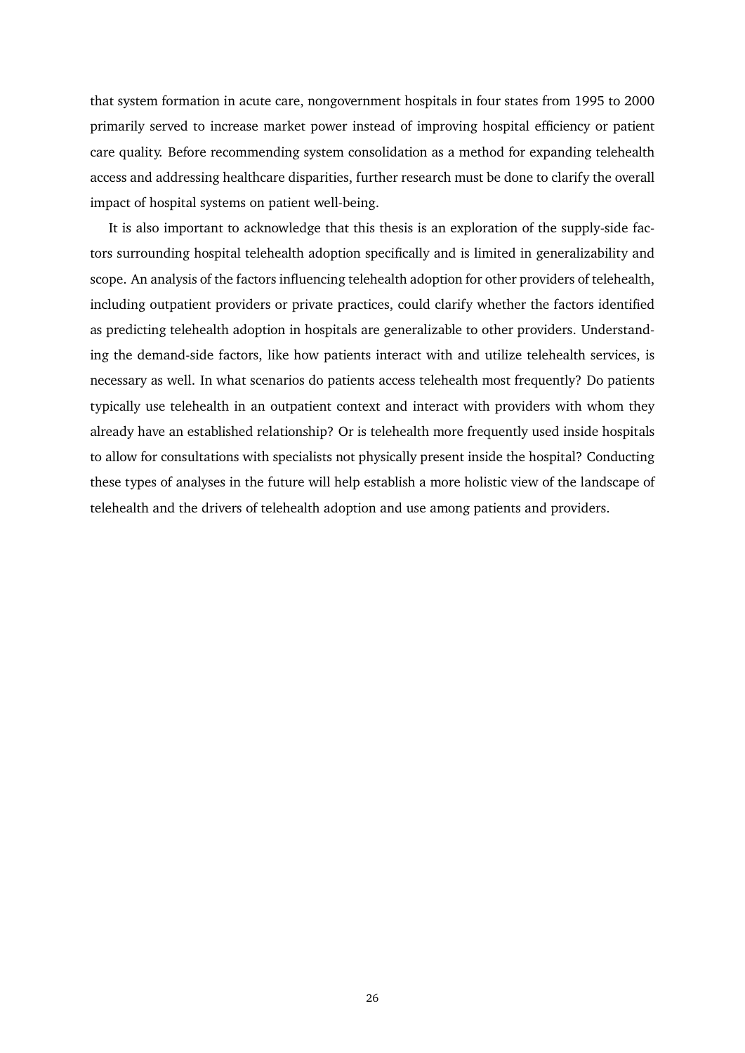that system formation in acute care, nongovernment hospitals in four states from 1995 to 2000 primarily served to increase market power instead of improving hospital efficiency or patient care quality. Before recommending system consolidation as a method for expanding telehealth access and addressing healthcare disparities, further research must be done to clarify the overall impact of hospital systems on patient well-being.

It is also important to acknowledge that this thesis is an exploration of the supply-side factors surrounding hospital telehealth adoption specifically and is limited in generalizability and scope. An analysis of the factors influencing telehealth adoption for other providers of telehealth, including outpatient providers or private practices, could clarify whether the factors identified as predicting telehealth adoption in hospitals are generalizable to other providers. Understanding the demand-side factors, like how patients interact with and utilize telehealth services, is necessary as well. In what scenarios do patients access telehealth most frequently? Do patients typically use telehealth in an outpatient context and interact with providers with whom they already have an established relationship? Or is telehealth more frequently used inside hospitals to allow for consultations with specialists not physically present inside the hospital? Conducting these types of analyses in the future will help establish a more holistic view of the landscape of telehealth and the drivers of telehealth adoption and use among patients and providers.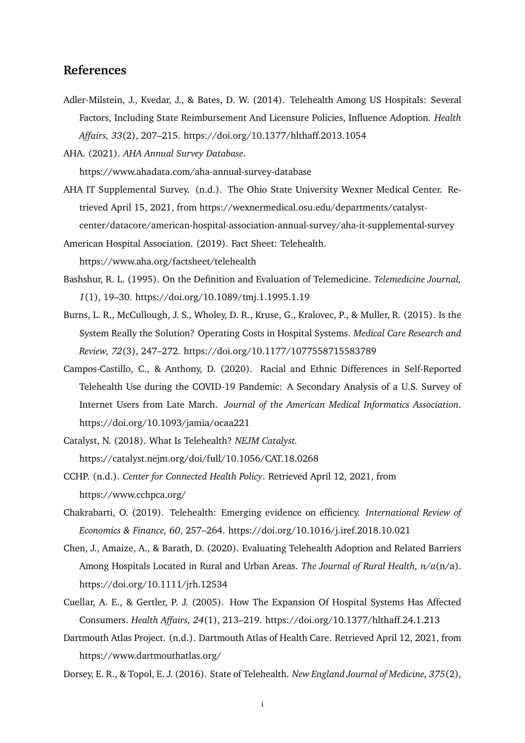## References

Adler-Milstein, J., Kvedar, J., & Bates, D. W. (2014). Telehealth Among US Hospitals: Several Factors, Including State Reimbursement And Licensure Policies, Influence Adoption. *Health Affairs, 33*(2), 207–215. https://doi.org/10.1377/hlthaff.2013.1054

AHA. (2021). *AHA Annual Survey Database*. https://www.ahadata.com/aha-annual-survey-database

AHA IT Supplemental Survey. (n.d.). The Ohio State University Wexner Medical Center. Retrieved April 15, 2021, from https://wexnermedical.osu.edu/departments/catalyst-center/datacore/american-hospital-association-annual-survey/aha-it-supplemental-survey

American Hospital Association. (2019). Fact Sheet: Telehealth. https://www.aha.org/factsheet/telehealth

Bashshur, R. L. (1995). On the Definition and Evaluation of Telemedicine. *Telemedicine Journal, 1*(1), 19–30. https://doi.org/10.1089/tmj.1.1995.1.19

Burns, L. R., McCullough, J. S., Wholey, D. R., Kruse, G., Kralovec, P., & Muller, R. (2015). Is the System Really the Solution? Operating Costs in Hospital Systems. *Medical Care Research and Review, 72*(3), 247–272. https://doi.org/10.1177/1077558715583789

Campos-Castillo, C., & Anthony, D. (2020). Racial and Ethnic Differences in Self-Reported Telehealth Use during the COVID-19 Pandemic: A Secondary Analysis of a U.S. Survey of Internet Users from Late March. *Journal of the American Medical Informatics Association*. https://doi.org/10.1093/jamia/ocaa221

Catalyst, N. (2018). What Is Telehealth? *NEJM Catalyst.* https://catalyst.nejm.org/doi/full/10.1056/CAT.18.0268

CCHP. (n.d.). *Center for Connected Health Policy*. Retrieved April 12, 2021, from https://www.cchpca.org/

Chakrabarti, O. (2019). Telehealth: Emerging evidence on efficiency. *International Review of Economics & Finance, 60*, 257–264. https://doi.org/10.1016/j.iref.2018.10.021

Chen, J., Amaize, A., & Barath, D. (2020). Evaluating Telehealth Adoption and Related Barriers Among Hospitals Located in Rural and Urban Areas. *The Journal of Rural Health, n/a*(n/a). https://doi.org/10.1111/jrh.12534

Cuellar, A. E., & Gertler, P. J. (2005). How The Expansion Of Hospital Systems Has Affected Consumers. *Health Affairs, 24*(1), 213–219. https://doi.org/10.1377/hlthaff.24.1.213

Dartmouth Atlas Project. (n.d.). Dartmouth Atlas of Health Care. Retrieved April 12, 2021, from https://www.dartmouthatlas.org/

Dorsey, E. R., & Topol, E. J. (2016). State of Telehealth. *New England Journal of Medicine, 375*(2),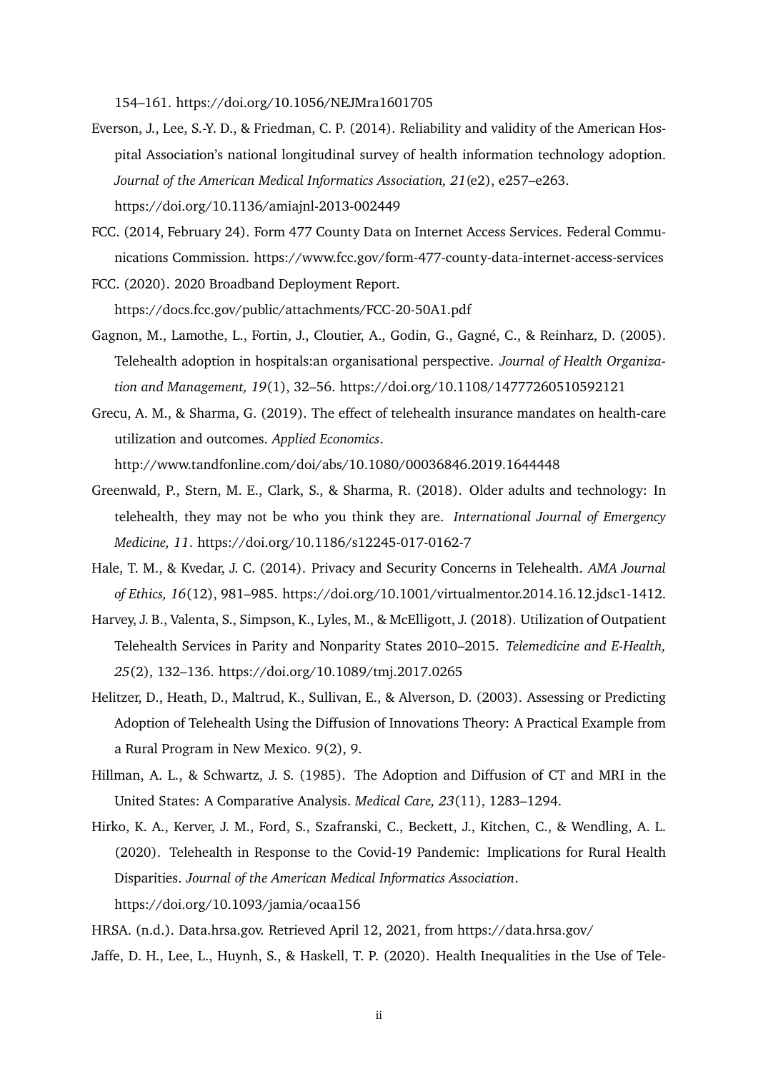154–161. https://doi.org/10.1056/NEJMra1601705

Everson, J., Lee, S.-Y. D., & Friedman, C. P. (2014). Reliability and validity of the American Hospital Association's national longitudinal survey of health information technology adoption. *Journal of the American Medical Informatics Association, 21*(e2), e257–e263. https://doi.org/10.1136/amiajnl-2013-002449

FCC. (2014, February 24). Form 477 County Data on Internet Access Services. Federal Communications Commission. https://www.fcc.gov/form-477-county-data-internet-access-services

FCC. (2020). 2020 Broadband Deployment Report. https://docs.fcc.gov/public/attachments/FCC-20-50A1.pdf

Gagnon, M., Lamothe, L., Fortin, J., Cloutier, A., Godin, G., Gagné, C., & Reinharz, D. (2005). Telehealth adoption in hospitals:an organisational perspective. *Journal of Health Organization and Management, 19*(1), 32–56. https://doi.org/10.1108/14777260510592121

Grecu, A. M., & Sharma, G. (2019). The effect of telehealth insurance mandates on health-care utilization and outcomes. *Applied Economics*. http://www.tandfonline.com/doi/abs/10.1080/00036846.2019.1644448

Greenwald, P., Stern, M. E., Clark, S., & Sharma, R. (2018). Older adults and technology: In telehealth, they may not be who you think they are. *International Journal of Emergency Medicine, 11*. https://doi.org/10.1186/s12245-017-0162-7

Hale, T. M., & Kvedar, J. C. (2014). Privacy and Security Concerns in Telehealth. *AMA Journal of Ethics, 16*(12), 981–985. https://doi.org/10.1001/virtualmentor.2014.16.12.jdsc1-1412.

Harvey, J. B., Valenta, S., Simpson, K., Lyles, M., & McElligott, J. (2018). Utilization of Outpatient Telehealth Services in Parity and Nonparity States 2010–2015. *Telemedicine and E-Health, 25*(2), 132–136. https://doi.org/10.1089/tmj.2017.0265

Helitzer, D., Heath, D., Maltrud, K., Sullivan, E., & Alverson, D. (2003). Assessing or Predicting Adoption of Telehealth Using the Diffusion of Innovations Theory: A Practical Example from a Rural Program in New Mexico. 9(2), 9.

Hillman, A. L., & Schwartz, J. S. (1985). The Adoption and Diffusion of CT and MRI in the United States: A Comparative Analysis. *Medical Care, 23*(11), 1283–1294.

Hirko, K. A., Kerver, J. M., Ford, S., Szafranski, C., Beckett, J., Kitchen, C., & Wendling, A. L. (2020). Telehealth in Response to the Covid-19 Pandemic: Implications for Rural Health Disparities. *Journal of the American Medical Informatics Association*. https://doi.org/10.1093/jamia/ocaa156

HRSA. (n.d.). Data.hrsa.gov. Retrieved April 12, 2021, from https://data.hrsa.gov/

Jaffe, D. H., Lee, L., Huynh, S., & Haskell, T. P. (2020). Health Inequalities in the Use of Tele-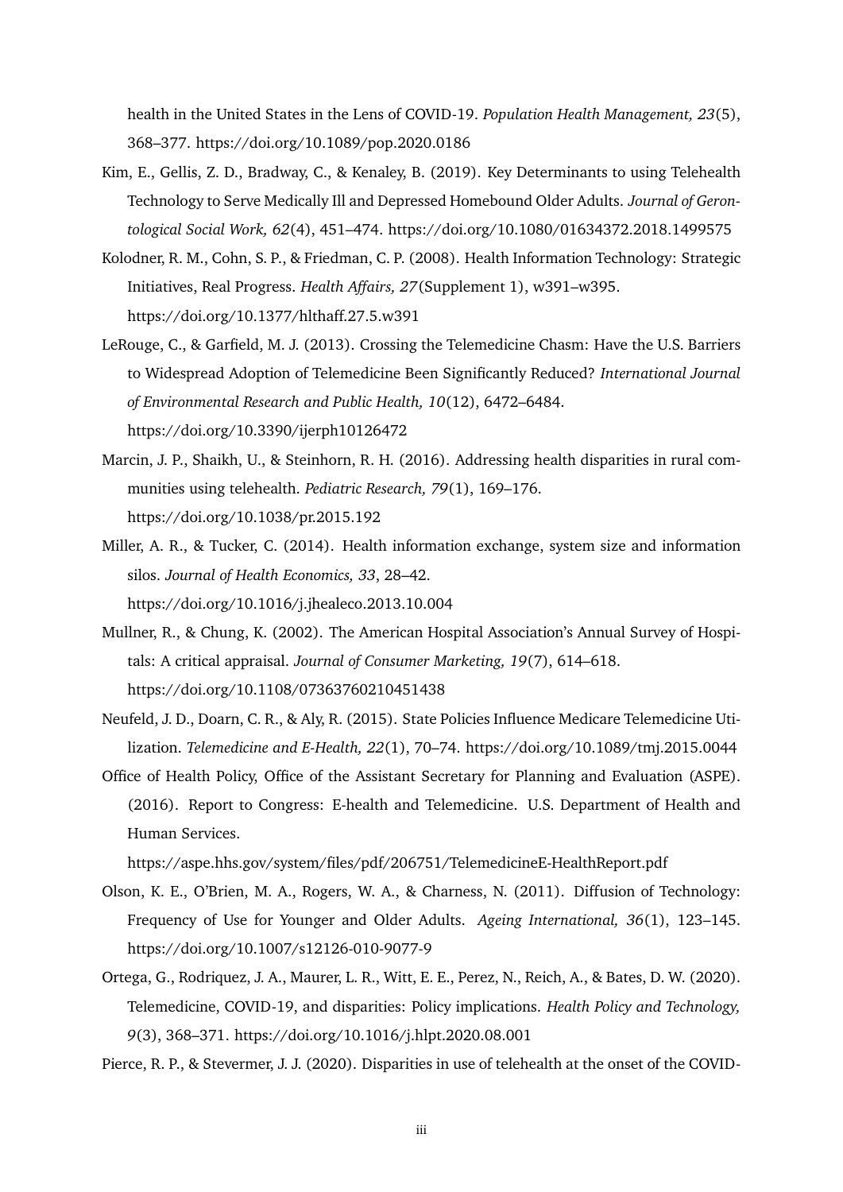health in the United States in the Lens of COVID-19. *Population Health Management, 23*(5), 368–377. https://doi.org/10.1089/pop.2020.0186

Kim, E., Gellis, Z. D., Bradway, C., & Kenaley, B. (2019). Key Determinants to using Telehealth Technology to Serve Medically Ill and Depressed Homebound Older Adults. *Journal of Gerontological Social Work, 62*(4), 451–474. https://doi.org/10.1080/01634372.2018.1499575

Kolodner, R. M., Cohn, S. P., & Friedman, C. P. (2008). Health Information Technology: Strategic Initiatives, Real Progress. *Health Affairs, 27*(Supplement 1), w391–w395. https://doi.org/10.1377/hlthaff.27.5.w391

LeRouge, C., & Garfield, M. J. (2013). Crossing the Telemedicine Chasm: Have the U.S. Barriers to Widespread Adoption of Telemedicine Been Significantly Reduced? *International Journal of Environmental Research and Public Health, 10*(12), 6472–6484. https://doi.org/10.3390/ijerph10126472

Marcin, J. P., Shaikh, U., & Steinhorn, R. H. (2016). Addressing health disparities in rural communities using telehealth. *Pediatric Research, 79*(1), 169–176. https://doi.org/10.1038/pr.2015.192

Miller, A. R., & Tucker, C. (2014). Health information exchange, system size and information silos. *Journal of Health Economics, 33*, 28–42. https://doi.org/10.1016/j.jhealeco.2013.10.004

Mullner, R., & Chung, K. (2002). The American Hospital Association's Annual Survey of Hospitals: A critical appraisal. *Journal of Consumer Marketing, 19*(7), 614–618. https://doi.org/10.1108/07363760210451438

Neufeld, J. D., Doarn, C. R., & Aly, R. (2015). State Policies Influence Medicare Telemedicine Utilization. *Telemedicine and E-Health, 22*(1), 70–74. https://doi.org/10.1089/tmj.2015.0044

Office of Health Policy, Office of the Assistant Secretary for Planning and Evaluation (ASPE). (2016). Report to Congress: E-health and Telemedicine. U.S. Department of Health and Human Services. https://aspe.hhs.gov/system/files/pdf/206751/TelemedicineE-HealthReport.pdf

Olson, K. E., O'Brien, M. A., Rogers, W. A., & Charness, N. (2011). Diffusion of Technology: Frequency of Use for Younger and Older Adults. *Ageing International, 36*(1), 123–145. https://doi.org/10.1007/s12126-010-9077-9

Ortega, G., Rodriquez, J. A., Maurer, L. R., Witt, E. E., Perez, N., Reich, A., & Bates, D. W. (2020). Telemedicine, COVID-19, and disparities: Policy implications. *Health Policy and Technology, 9*(3), 368–371. https://doi.org/10.1016/j.hlpt.2020.08.001

Pierce, R. P., & Stevermer, J. J. (2020). Disparities in use of telehealth at the onset of the COVID-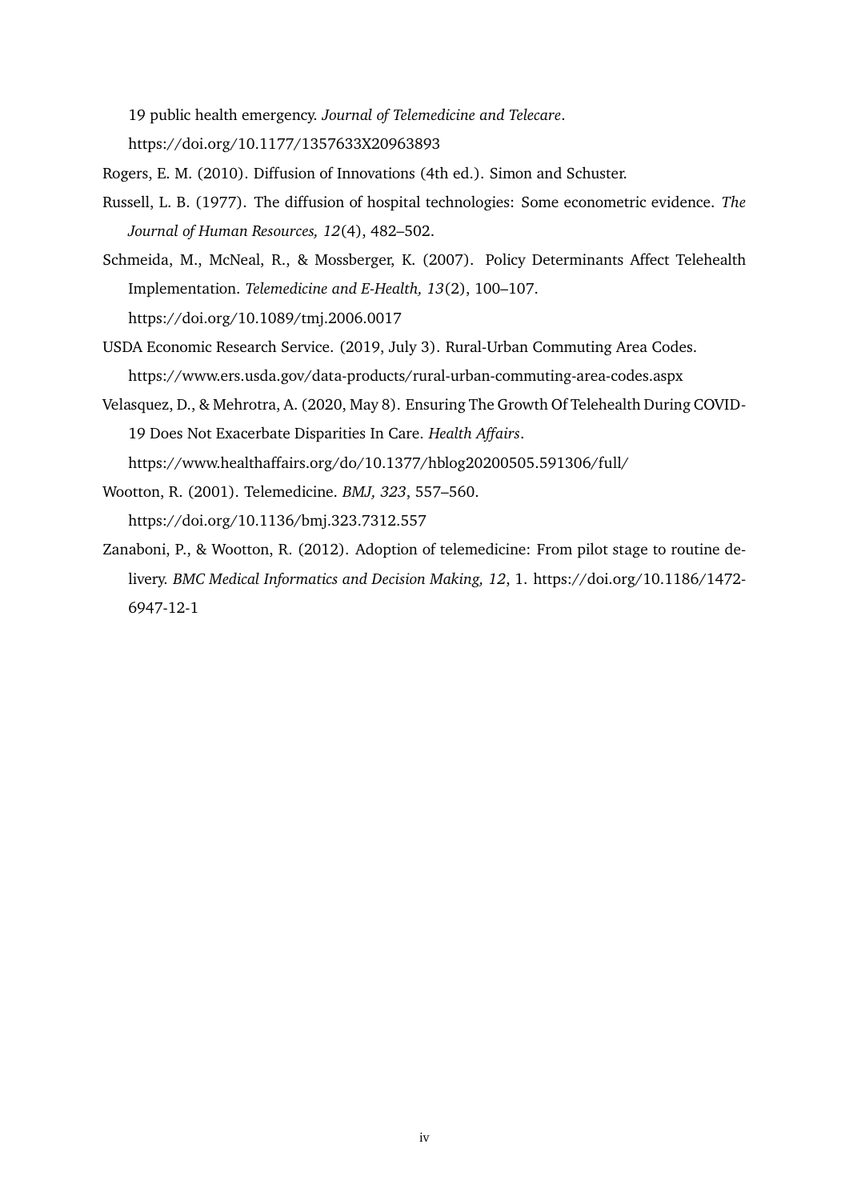19 public health emergency. *Journal of Telemedicine and Telecare*. https://doi.org/10.1177/1357633X20963893

Rogers, E. M. (2010). Diffusion of Innovations (4th ed.). Simon and Schuster.

Russell, L. B. (1977). The diffusion of hospital technologies: Some econometric evidence. *The Journal of Human Resources, 12*(4), 482–502.

Schmeida, M., McNeal, R., & Mossberger, K. (2007). Policy Determinants Affect Telehealth Implementation. *Telemedicine and E-Health, 13*(2), 100–107. https://doi.org/10.1089/tmj.2006.0017

USDA Economic Research Service. (2019, July 3). Rural-Urban Commuting Area Codes. https://www.ers.usda.gov/data-products/rural-urban-commuting-area-codes.aspx

Velasquez, D., & Mehrotra, A. (2020, May 8). Ensuring The Growth Of Telehealth During COVID-19 Does Not Exacerbate Disparities In Care. *Health Affairs*. https://www.healthaffairs.org/do/10.1377/hblog20200505.591306/full/

Wootton, R. (2001). Telemedicine. *BMJ, 323*, 557–560. https://doi.org/10.1136/bmj.323.7312.557

Zanaboni, P., & Wootton, R. (2012). Adoption of telemedicine: From pilot stage to routine delivery. *BMC Medical Informatics and Decision Making, 12*, 1. https://doi.org/10.1186/1472-6947-12-1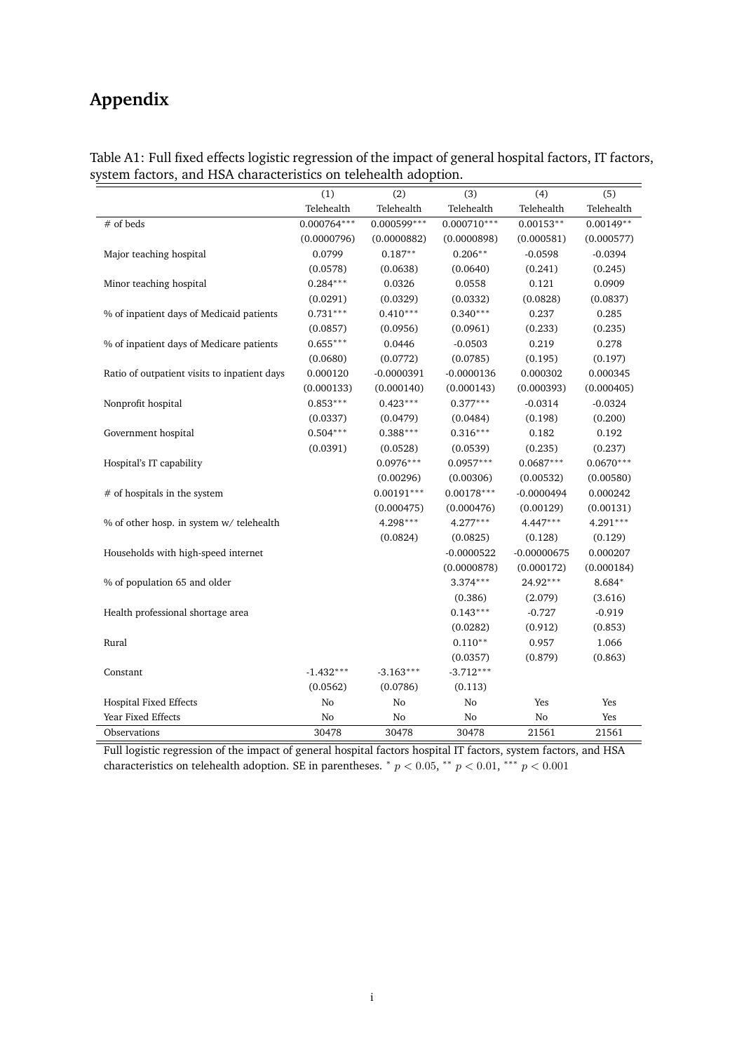# Appendix

Table A1: Full fixed effects logistic regression of the impact of general hospital factors, IT factors, system factors, and HSA characteristics on telehealth adoption.

| | (1) | (2) | (3) | (4) | (5) |
|---|---|---|---|---|---|
| | Telehealth | Telehealth | Telehealth | Telehealth | Telehealth |
| # of beds | 0.000764*** | 0.000599*** | 0.000710*** | 0.00153** | 0.00149** |
| | (0.0000796) | (0.0000882) | (0.0000898) | (0.000581) | (0.000577) |
| Major teaching hospital | 0.0799 | 0.187** | 0.206** | -0.0598 | -0.0394 |
| | (0.0578) | (0.0638) | (0.0640) | (0.241) | (0.245) |
| Minor teaching hospital | 0.284*** | 0.0326 | 0.0558 | 0.121 | 0.0909 |
| | (0.0291) | (0.0329) | (0.0332) | (0.0828) | (0.0837) |
| % of inpatient days of Medicaid patients | 0.731*** | 0.410*** | 0.340*** | 0.237 | 0.285 |
| | (0.0857) | (0.0956) | (0.0961) | (0.233) | (0.235) |
| % of inpatient days of Medicare patients | 0.655*** | 0.0446 | -0.0503 | 0.219 | 0.278 |
| | (0.0680) | (0.0772) | (0.0785) | (0.195) | (0.197) |
| Ratio of outpatient visits to inpatient days | 0.000120 | -0.0000391 | -0.0000136 | 0.000302 | 0.000345 |
| | (0.000133) | (0.000140) | (0.000143) | (0.000393) | (0.000405) |
| Nonprofit hospital | 0.853*** | 0.423*** | 0.377*** | -0.0314 | -0.0324 |
| | (0.0337) | (0.0479) | (0.0484) | (0.198) | (0.200) |
| Government hospital | 0.504*** | 0.388*** | 0.316*** | 0.182 | 0.192 |
| | (0.0391) | (0.0528) | (0.0539) | (0.235) | (0.237) |
| Hospital's IT capability | | 0.0976*** | 0.0957*** | 0.0687*** | 0.0670*** |
| | | (0.00296) | (0.00306) | (0.00532) | (0.00580) |
| # of hospitals in the system | | 0.00191*** | 0.00178*** | -0.0000494 | 0.000242 |
| | | (0.000475) | (0.000476) | (0.00129) | (0.00131) |
| % of other hosp. in system w/ telehealth | | 4.298*** | 4.277*** | 4.447*** | 4.291*** |
| | | (0.0824) | (0.0825) | (0.128) | (0.129) |
| Households with high-speed internet | | | -0.0000522 | -0.00000675 | 0.000207 |
| | | | (0.0000878) | (0.000172) | (0.000184) |
| % of population 65 and older | | | 3.374*** | 24.92*** | 8.684* |
| | | | (0.386) | (2.079) | (3.616) |
| Health professional shortage area | | | 0.143*** | -0.727 | -0.919 |
| | | | (0.0282) | (0.912) | (0.853) |
| Rural | | | 0.110** | 0.957 | 1.066 |
| | | | (0.0357) | (0.879) | (0.863) |
| Constant | -1.432*** | -3.163*** | -3.712*** | | |
| | (0.0562) | (0.0786) | (0.113) | | |
| Hospital Fixed Effects | No | No | No | Yes | Yes |
| Year Fixed Effects | No | No | No | No | Yes |
| Observations | 30478 | 30478 | 30478 | 21561 | 21561 |

Full logistic regression of the impact of general hospital factors hospital IT factors, system factors, and HSA characteristics on telehealth adoption. SE in parentheses. * $p < 0.05$, ** $p < 0.01$, *** $p < 0.001$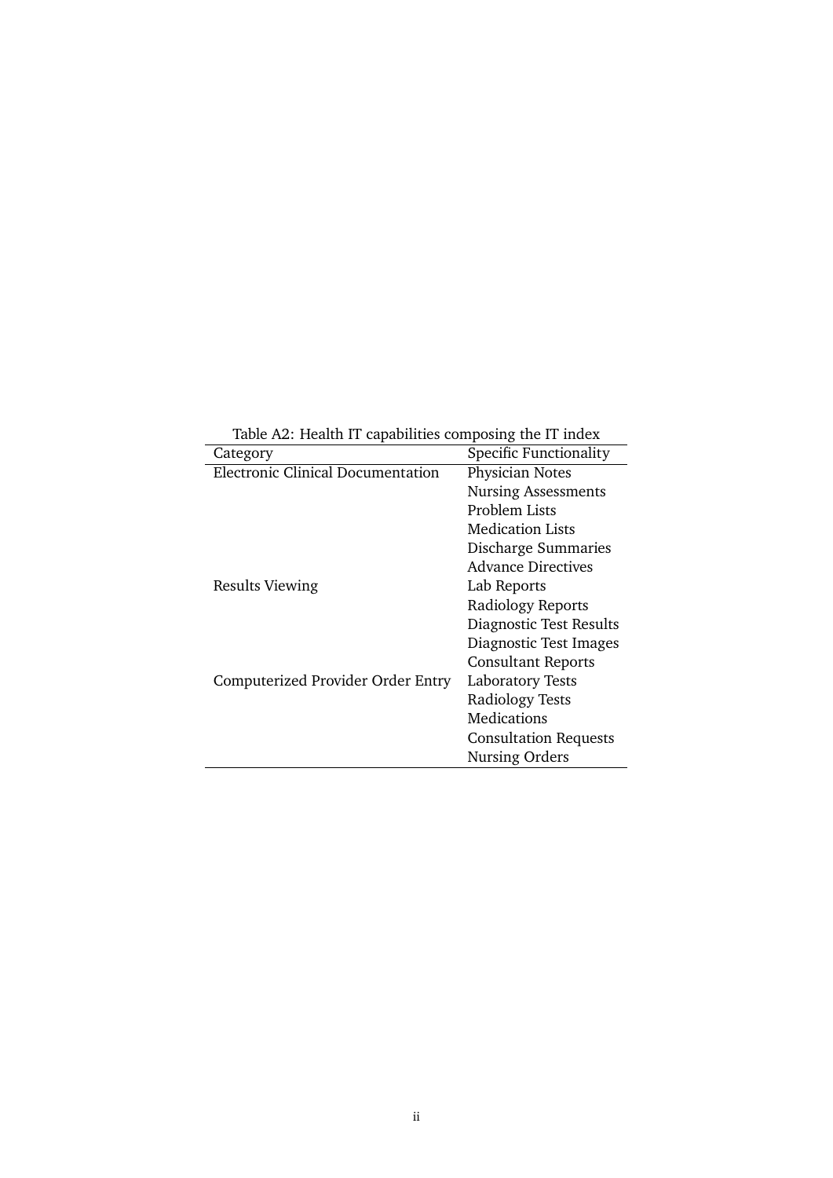Table A2: Health IT capabilities composing the IT index

| Category | Specific Functionality |
| --- | --- |
| Electronic Clinical Documentation | Physician Notes |
| | Nursing Assessments |
| | Problem Lists |
| | Medication Lists |
| | Discharge Summaries |
| | Advance Directives |
| Results Viewing | Lab Reports |
| | Radiology Reports |
| | Diagnostic Test Results |
| | Diagnostic Test Images |
| | Consultant Reports |
| Computerized Provider Order Entry | Laboratory Tests |
| | Radiology Tests |
| | Medications |
| | Consultation Requests |
| | Nursing Orders |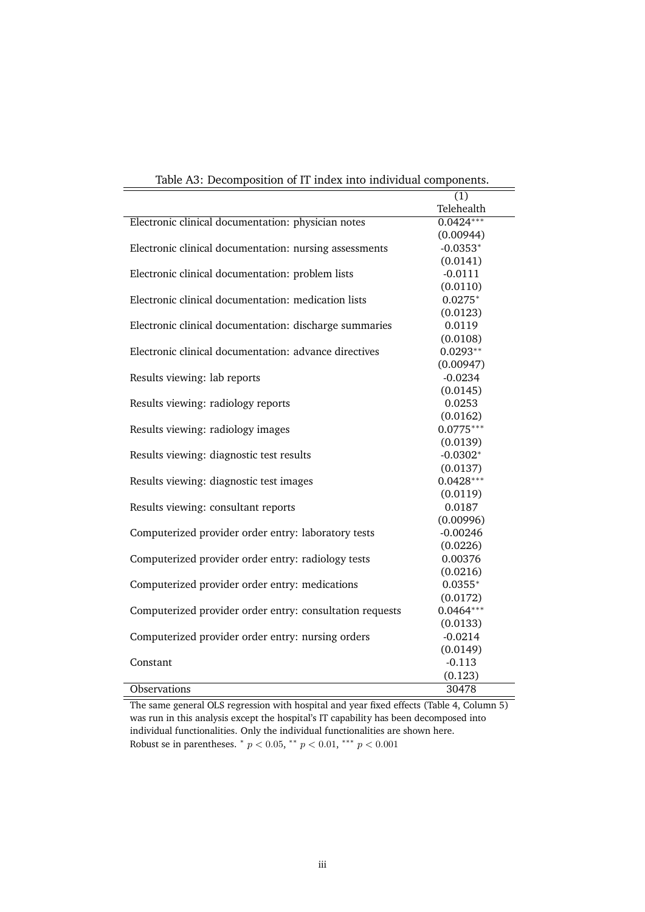Table A3: Decomposition of IT index into individual components.

| | (1) |
|---|---|
| | Telehealth |
| Electronic clinical documentation: physician notes | 0.0424*** |
| | (0.00944) |
| Electronic clinical documentation: nursing assessments | -0.0353* |
| | (0.0141) |
| Electronic clinical documentation: problem lists | -0.0111 |
| | (0.0110) |
| Electronic clinical documentation: medication lists | 0.0275* |
| | (0.0123) |
| Electronic clinical documentation: discharge summaries | 0.0119 |
| | (0.0108) |
| Electronic clinical documentation: advance directives | 0.0293** |
| | (0.00947) |
| Results viewing: lab reports | -0.0234 |
| | (0.0145) |
| Results viewing: radiology reports | 0.0253 |
| | (0.0162) |
| Results viewing: radiology images | 0.0775*** |
| | (0.0139) |
| Results viewing: diagnostic test results | -0.0302* |
| | (0.0137) |
| Results viewing: diagnostic test images | 0.0428*** |
| | (0.0119) |
| Results viewing: consultant reports | 0.0187 |
| | (0.00996) |
| Computerized provider order entry: laboratory tests | -0.00246 |
| | (0.0226) |
| Computerized provider order entry: radiology tests | 0.00376 |
| | (0.0216) |
| Computerized provider order entry: medications | 0.0355* |
| | (0.0172) |
| Computerized provider order entry: consultation requests | 0.0464*** |
| | (0.0133) |
| Computerized provider order entry: nursing orders | -0.0214 |
| | (0.0149) |
| Constant | -0.113 |
| | (0.123) |
| Observations | 30478 |

The same general OLS regression with hospital and year fixed effects (Table 4, Column 5) was run in this analysis except the hospital's IT capability has been decomposed into individual functionalities. Only the individual functionalities are shown here.
Robust se in parentheses. * $p < 0.05$, ** $p < 0.01$, *** $p < 0.001$